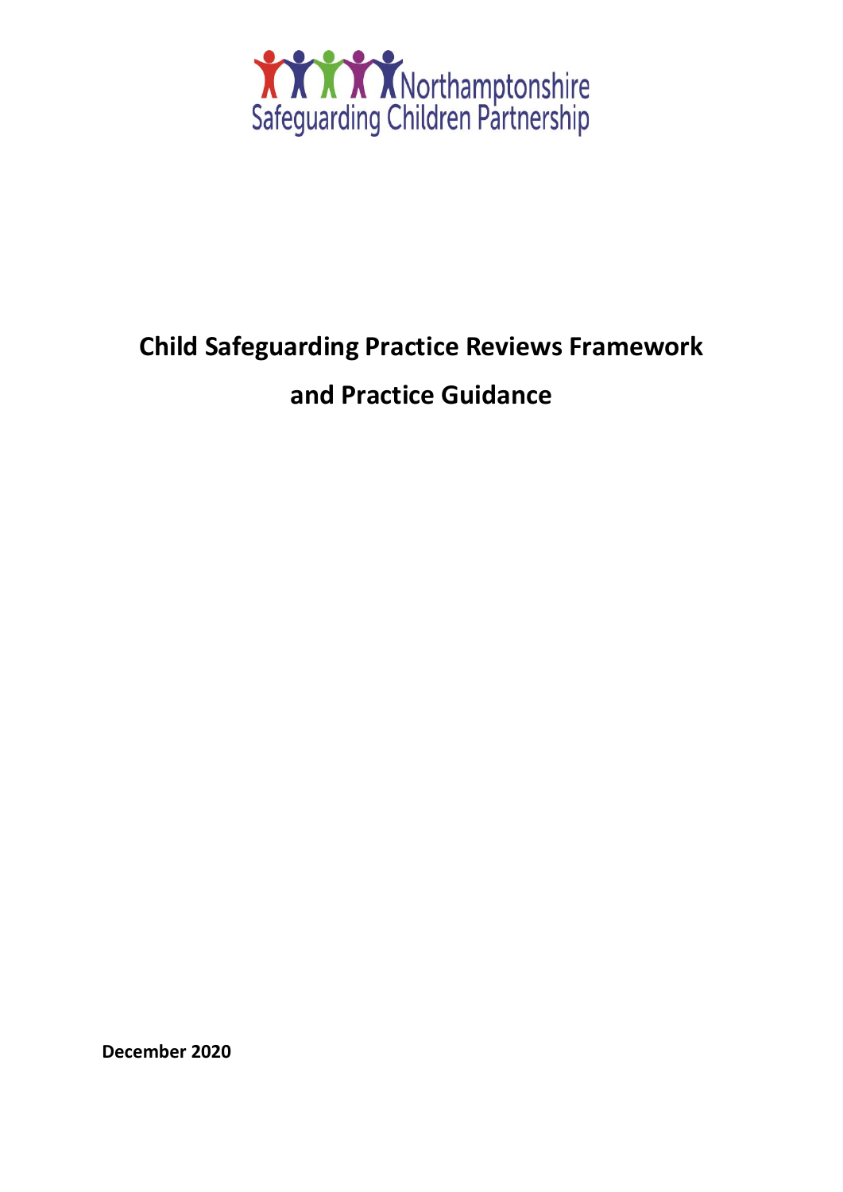Northamptonshire Safeguarding Children Partnership

# Child Safeguarding Practice Reviews Framework and Practice Guidance

**December 2020**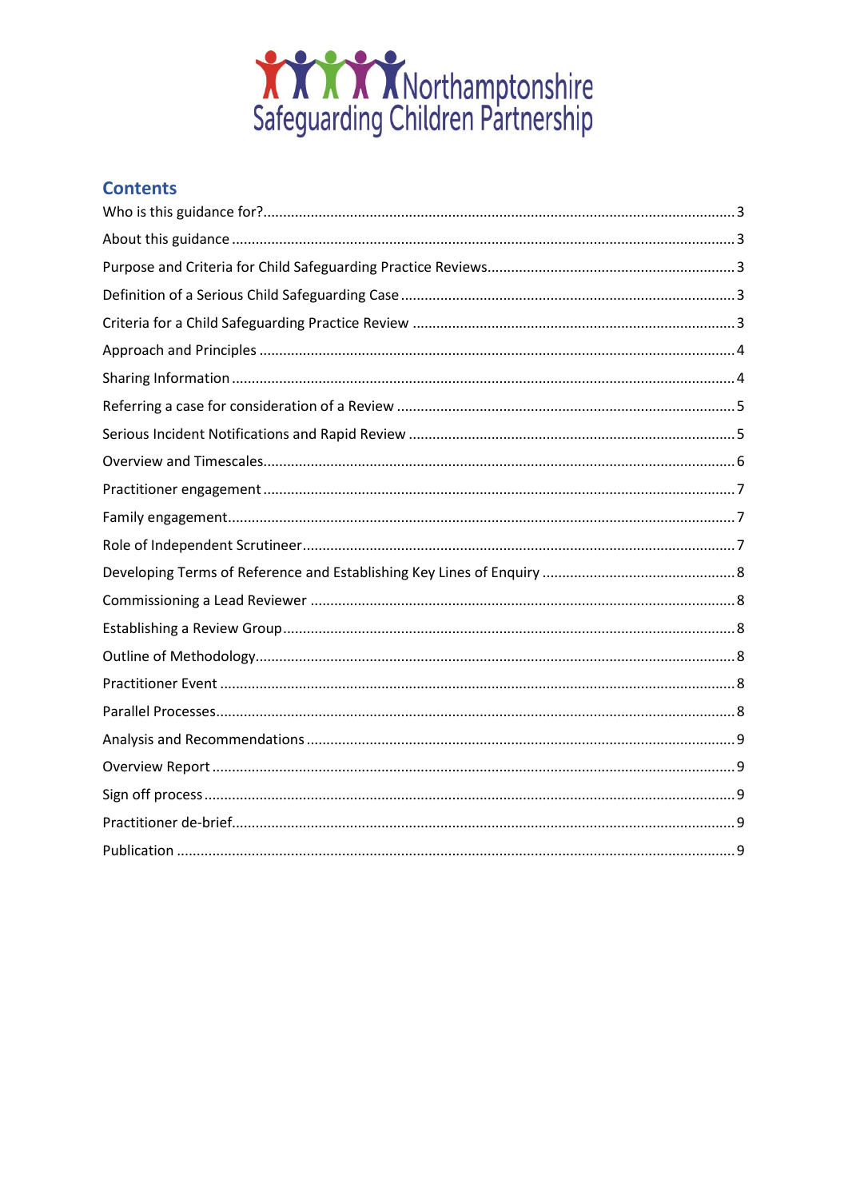Northamptonshire Safeguarding Children Partnership

## Contents

Who is this guidance for? ..... 3
About this guidance ..... 3
Purpose and Criteria for Child Safeguarding Practice Reviews ..... 3
Definition of a Serious Child Safeguarding Case ..... 3
Criteria for a Child Safeguarding Practice Review ..... 3
Approach and Principles ..... 4
Sharing Information ..... 4
Referring a case for consideration of a Review ..... 5
Serious Incident Notifications and Rapid Review ..... 5
Overview and Timescales ..... 6
Practitioner engagement ..... 7
Family engagement ..... 7
Role of Independent Scrutineer ..... 7
Developing Terms of Reference and Establishing Key Lines of Enquiry ..... 8
Commissioning a Lead Reviewer ..... 8
Establishing a Review Group ..... 8
Outline of Methodology ..... 8
Practitioner Event ..... 8
Parallel Processes ..... 8
Analysis and Recommendations ..... 9
Overview Report ..... 9
Sign off process ..... 9
Practitioner de-brief ..... 9
Publication ..... 9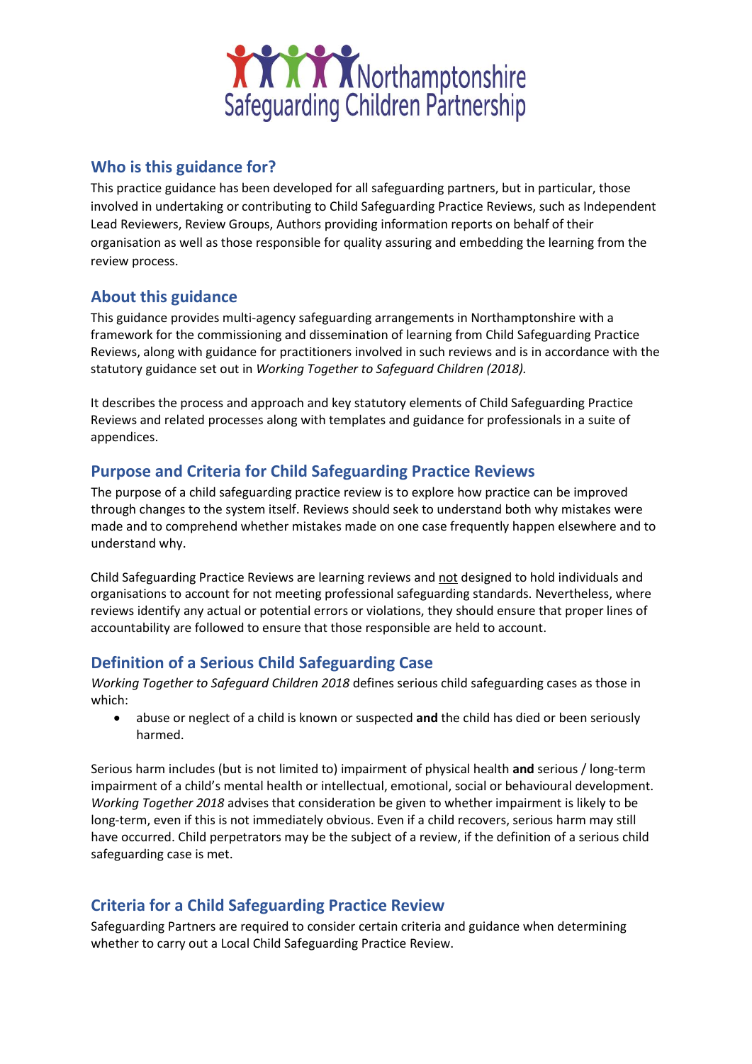## Who is this guidance for?

This practice guidance has been developed for all safeguarding partners, but in particular, those involved in undertaking or contributing to Child Safeguarding Practice Reviews, such as Independent Lead Reviewers, Review Groups, Authors providing information reports on behalf of their organisation as well as those responsible for quality assuring and embedding the learning from the review process.

## About this guidance

This guidance provides multi-agency safeguarding arrangements in Northamptonshire with a framework for the commissioning and dissemination of learning from Child Safeguarding Practice Reviews, along with guidance for practitioners involved in such reviews and is in accordance with the statutory guidance set out in *Working Together to Safeguard Children (2018).*

It describes the process and approach and key statutory elements of Child Safeguarding Practice Reviews and related processes along with templates and guidance for professionals in a suite of appendices.

## Purpose and Criteria for Child Safeguarding Practice Reviews

The purpose of a child safeguarding practice review is to explore how practice can be improved through changes to the system itself. Reviews should seek to understand both why mistakes were made and to comprehend whether mistakes made on one case frequently happen elsewhere and to understand why.

Child Safeguarding Practice Reviews are learning reviews and not designed to hold individuals and organisations to account for not meeting professional safeguarding standards. Nevertheless, where reviews identify any actual or potential errors or violations, they should ensure that proper lines of accountability are followed to ensure that those responsible are held to account.

## Definition of a Serious Child Safeguarding Case

*Working Together to Safeguard Children 2018* defines serious child safeguarding cases as those in which:

- abuse or neglect of a child is known or suspected **and** the child has died or been seriously harmed.

Serious harm includes (but is not limited to) impairment of physical health **and** serious / long-term impairment of a child's mental health or intellectual, emotional, social or behavioural development. *Working Together 2018* advises that consideration be given to whether impairment is likely to be long-term, even if this is not immediately obvious. Even if a child recovers, serious harm may still have occurred. Child perpetrators may be the subject of a review, if the definition of a serious child safeguarding case is met.

## Criteria for a Child Safeguarding Practice Review

Safeguarding Partners are required to consider certain criteria and guidance when determining whether to carry out a Local Child Safeguarding Practice Review.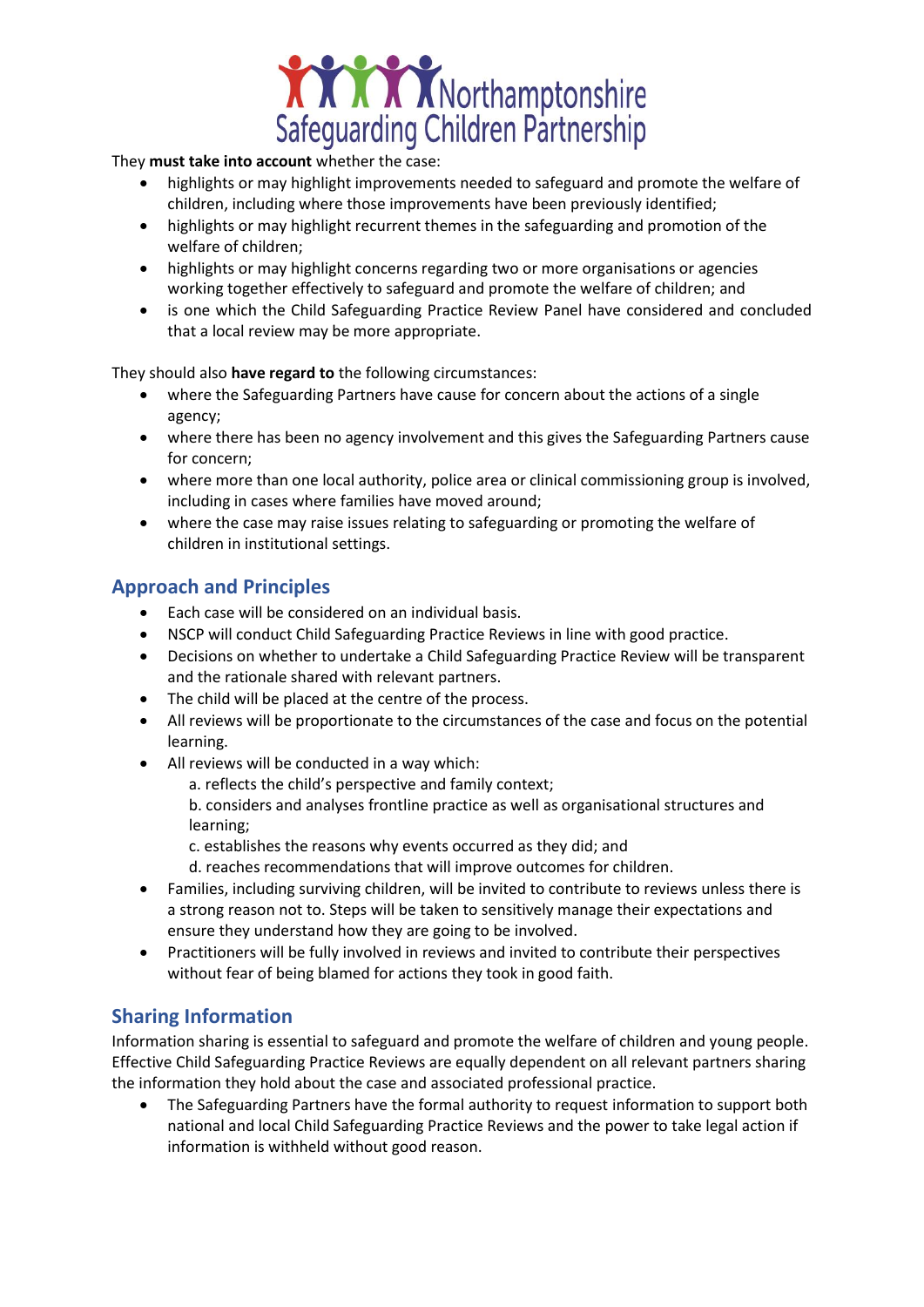They **must take into account** whether the case:

- highlights or may highlight improvements needed to safeguard and promote the welfare of children, including where those improvements have been previously identified;
- highlights or may highlight recurrent themes in the safeguarding and promotion of the welfare of children;
- highlights or may highlight concerns regarding two or more organisations or agencies working together effectively to safeguard and promote the welfare of children; and
- is one which the Child Safeguarding Practice Review Panel have considered and concluded that a local review may be more appropriate.

They should also **have regard to** the following circumstances:

- where the Safeguarding Partners have cause for concern about the actions of a single agency;
- where there has been no agency involvement and this gives the Safeguarding Partners cause for concern;
- where more than one local authority, police area or clinical commissioning group is involved, including in cases where families have moved around;
- where the case may raise issues relating to safeguarding or promoting the welfare of children in institutional settings.

## Approach and Principles

- Each case will be considered on an individual basis.
- NSCP will conduct Child Safeguarding Practice Reviews in line with good practice.
- Decisions on whether to undertake a Child Safeguarding Practice Review will be transparent and the rationale shared with relevant partners.
- The child will be placed at the centre of the process.
- All reviews will be proportionate to the circumstances of the case and focus on the potential learning.
- All reviews will be conducted in a way which:
  a. reflects the child's perspective and family context;
  b. considers and analyses frontline practice as well as organisational structures and learning;
  c. establishes the reasons why events occurred as they did; and
  d. reaches recommendations that will improve outcomes for children.
- Families, including surviving children, will be invited to contribute to reviews unless there is a strong reason not to. Steps will be taken to sensitively manage their expectations and ensure they understand how they are going to be involved.
- Practitioners will be fully involved in reviews and invited to contribute their perspectives without fear of being blamed for actions they took in good faith.

## Sharing Information

Information sharing is essential to safeguard and promote the welfare of children and young people. Effective Child Safeguarding Practice Reviews are equally dependent on all relevant partners sharing the information they hold about the case and associated professional practice.

- The Safeguarding Partners have the formal authority to request information to support both national and local Child Safeguarding Practice Reviews and the power to take legal action if information is withheld without good reason.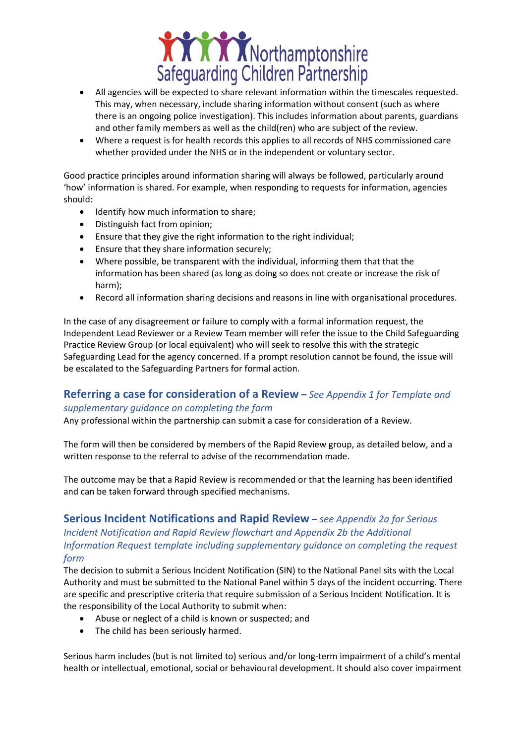- All agencies will be expected to share relevant information within the timescales requested. This may, when necessary, include sharing information without consent (such as where there is an ongoing police investigation). This includes information about parents, guardians and other family members as well as the child(ren) who are subject of the review.
- Where a request is for health records this applies to all records of NHS commissioned care whether provided under the NHS or in the independent or voluntary sector.

Good practice principles around information sharing will always be followed, particularly around 'how' information is shared. For example, when responding to requests for information, agencies should:

- Identify how much information to share;
- Distinguish fact from opinion;
- Ensure that they give the right information to the right individual;
- Ensure that they share information securely;
- Where possible, be transparent with the individual, informing them that that the information has been shared (as long as doing so does not create or increase the risk of harm);
- Record all information sharing decisions and reasons in line with organisational procedures.

In the case of any disagreement or failure to comply with a formal information request, the Independent Lead Reviewer or a Review Team member will refer the issue to the Child Safeguarding Practice Review Group (or local equivalent) who will seek to resolve this with the strategic Safeguarding Lead for the agency concerned. If a prompt resolution cannot be found, the issue will be escalated to the Safeguarding Partners for formal action.

## Referring a case for consideration of a Review – *See Appendix 1 for Template and supplementary guidance on completing the form*

Any professional within the partnership can submit a case for consideration of a Review.

The form will then be considered by members of the Rapid Review group, as detailed below, and a written response to the referral to advise of the recommendation made.

The outcome may be that a Rapid Review is recommended or that the learning has been identified and can be taken forward through specified mechanisms.

## Serious Incident Notifications and Rapid Review – *see Appendix 2a for Serious Incident Notification and Rapid Review flowchart and Appendix 2b the Additional Information Request template including supplementary guidance on completing the request form*

The decision to submit a Serious Incident Notification (SIN) to the National Panel sits with the Local Authority and must be submitted to the National Panel within 5 days of the incident occurring. There are specific and prescriptive criteria that require submission of a Serious Incident Notification. It is the responsibility of the Local Authority to submit when:

- Abuse or neglect of a child is known or suspected; and
- The child has been seriously harmed.

Serious harm includes (but is not limited to) serious and/or long-term impairment of a child's mental health or intellectual, emotional, social or behavioural development. It should also cover impairment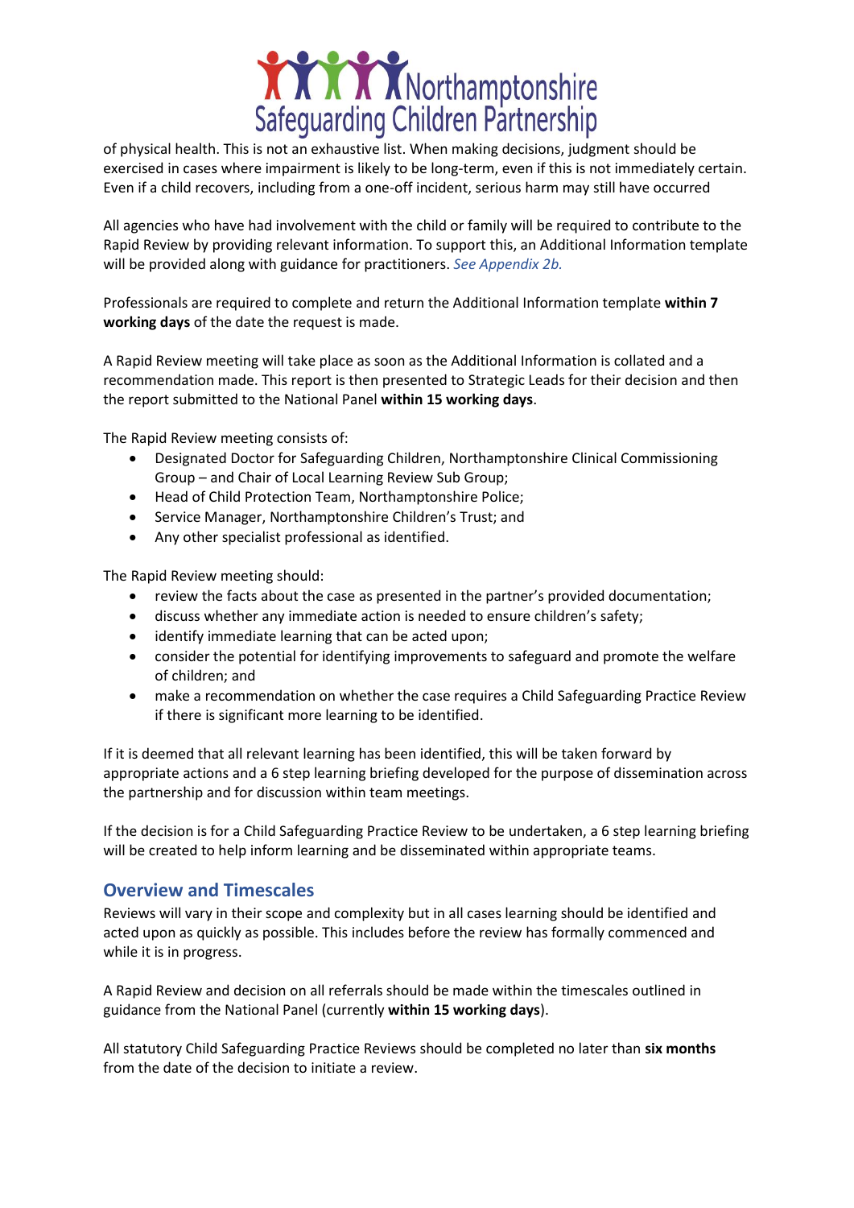of physical health. This is not an exhaustive list. When making decisions, judgment should be exercised in cases where impairment is likely to be long-term, even if this is not immediately certain. Even if a child recovers, including from a one-off incident, serious harm may still have occurred

All agencies who have had involvement with the child or family will be required to contribute to the Rapid Review by providing relevant information. To support this, an Additional Information template will be provided along with guidance for practitioners. *See Appendix 2b.*

Professionals are required to complete and return the Additional Information template **within 7 working days** of the date the request is made.

A Rapid Review meeting will take place as soon as the Additional Information is collated and a recommendation made. This report is then presented to Strategic Leads for their decision and then the report submitted to the National Panel **within 15 working days**.

The Rapid Review meeting consists of:

- Designated Doctor for Safeguarding Children, Northamptonshire Clinical Commissioning Group – and Chair of Local Learning Review Sub Group;
- Head of Child Protection Team, Northamptonshire Police;
- Service Manager, Northamptonshire Children's Trust; and
- Any other specialist professional as identified.

The Rapid Review meeting should:

- review the facts about the case as presented in the partner's provided documentation;
- discuss whether any immediate action is needed to ensure children's safety;
- identify immediate learning that can be acted upon;
- consider the potential for identifying improvements to safeguard and promote the welfare of children; and
- make a recommendation on whether the case requires a Child Safeguarding Practice Review if there is significant more learning to be identified.

If it is deemed that all relevant learning has been identified, this will be taken forward by appropriate actions and a 6 step learning briefing developed for the purpose of dissemination across the partnership and for discussion within team meetings.

If the decision is for a Child Safeguarding Practice Review to be undertaken, a 6 step learning briefing will be created to help inform learning and be disseminated within appropriate teams.

## Overview and Timescales

Reviews will vary in their scope and complexity but in all cases learning should be identified and acted upon as quickly as possible. This includes before the review has formally commenced and while it is in progress.

A Rapid Review and decision on all referrals should be made within the timescales outlined in guidance from the National Panel (currently **within 15 working days**).

All statutory Child Safeguarding Practice Reviews should be completed no later than **six months** from the date of the decision to initiate a review.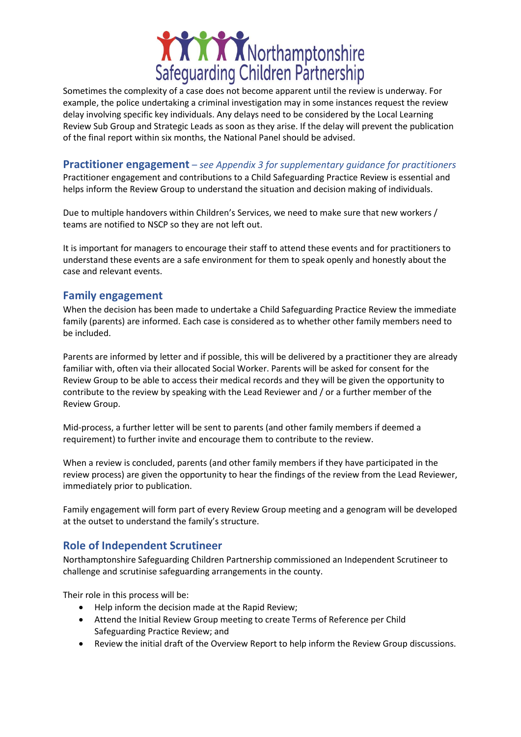Sometimes the complexity of a case does not become apparent until the review is underway. For example, the police undertaking a criminal investigation may in some instances request the review delay involving specific key individuals. Any delays need to be considered by the Local Learning Review Sub Group and Strategic Leads as soon as they arise. If the delay will prevent the publication of the final report within six months, the National Panel should be advised.

## Practitioner engagement – *see Appendix 3 for supplementary guidance for practitioners*

Practitioner engagement and contributions to a Child Safeguarding Practice Review is essential and helps inform the Review Group to understand the situation and decision making of individuals.

Due to multiple handovers within Children's Services, we need to make sure that new workers / teams are notified to NSCP so they are not left out.

It is important for managers to encourage their staff to attend these events and for practitioners to understand these events are a safe environment for them to speak openly and honestly about the case and relevant events.

## Family engagement

When the decision has been made to undertake a Child Safeguarding Practice Review the immediate family (parents) are informed. Each case is considered as to whether other family members need to be included.

Parents are informed by letter and if possible, this will be delivered by a practitioner they are already familiar with, often via their allocated Social Worker. Parents will be asked for consent for the Review Group to be able to access their medical records and they will be given the opportunity to contribute to the review by speaking with the Lead Reviewer and / or a further member of the Review Group.

Mid-process, a further letter will be sent to parents (and other family members if deemed a requirement) to further invite and encourage them to contribute to the review.

When a review is concluded, parents (and other family members if they have participated in the review process) are given the opportunity to hear the findings of the review from the Lead Reviewer, immediately prior to publication.

Family engagement will form part of every Review Group meeting and a genogram will be developed at the outset to understand the family's structure.

## Role of Independent Scrutineer

Northamptonshire Safeguarding Children Partnership commissioned an Independent Scrutineer to challenge and scrutinise safeguarding arrangements in the county.

Their role in this process will be:

- Help inform the decision made at the Rapid Review;
- Attend the Initial Review Group meeting to create Terms of Reference per Child Safeguarding Practice Review; and
- Review the initial draft of the Overview Report to help inform the Review Group discussions.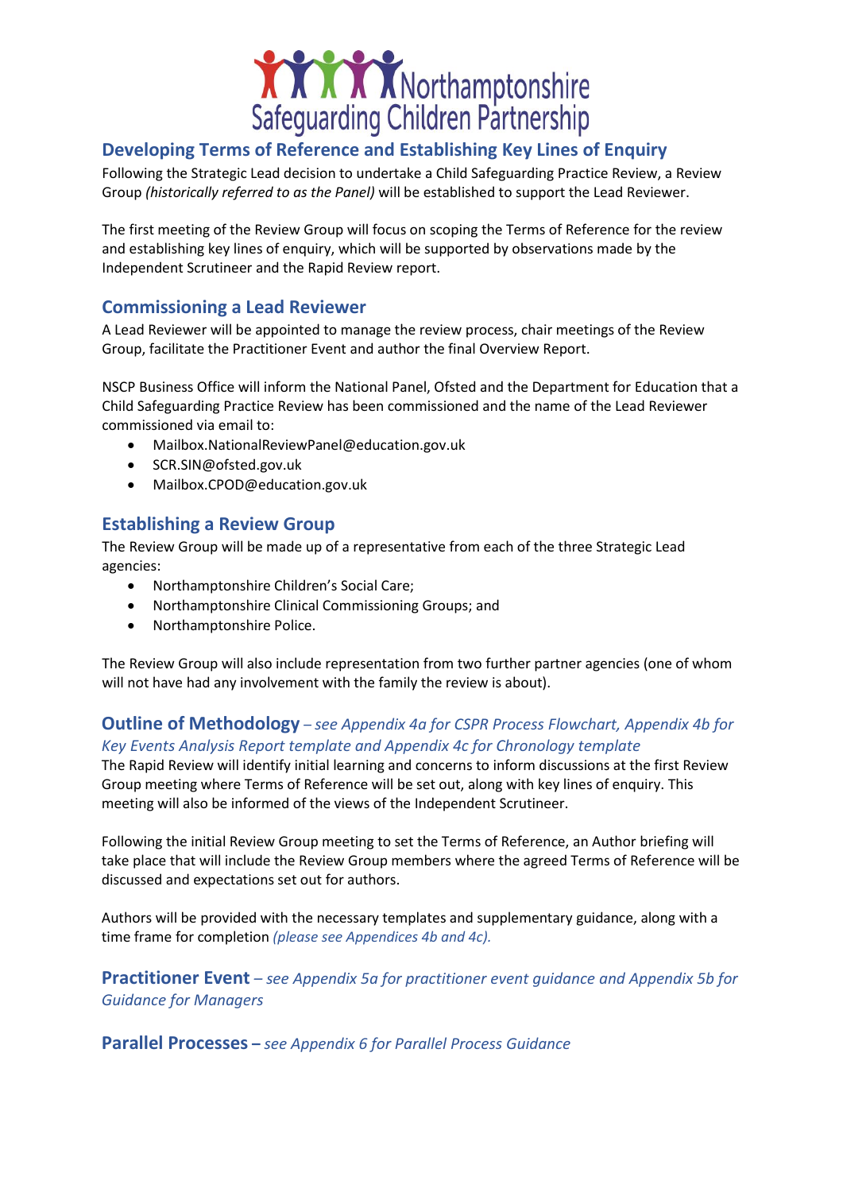## Developing Terms of Reference and Establishing Key Lines of Enquiry

Following the Strategic Lead decision to undertake a Child Safeguarding Practice Review, a Review Group *(historically referred to as the Panel)* will be established to support the Lead Reviewer.

The first meeting of the Review Group will focus on scoping the Terms of Reference for the review and establishing key lines of enquiry, which will be supported by observations made by the Independent Scrutineer and the Rapid Review report.

## Commissioning a Lead Reviewer

A Lead Reviewer will be appointed to manage the review process, chair meetings of the Review Group, facilitate the Practitioner Event and author the final Overview Report.

NSCP Business Office will inform the National Panel, Ofsted and the Department for Education that a Child Safeguarding Practice Review has been commissioned and the name of the Lead Reviewer commissioned via email to:

- Mailbox.NationalReviewPanel@education.gov.uk
- SCR.SIN@ofsted.gov.uk
- Mailbox.CPOD@education.gov.uk

## Establishing a Review Group

The Review Group will be made up of a representative from each of the three Strategic Lead agencies:

- Northamptonshire Children's Social Care;
- Northamptonshire Clinical Commissioning Groups; and
- Northamptonshire Police.

The Review Group will also include representation from two further partner agencies (one of whom will not have had any involvement with the family the review is about).

## Outline of Methodology – *see Appendix 4a for CSPR Process Flowchart, Appendix 4b for Key Events Analysis Report template and Appendix 4c for Chronology template*

The Rapid Review will identify initial learning and concerns to inform discussions at the first Review Group meeting where Terms of Reference will be set out, along with key lines of enquiry. This meeting will also be informed of the views of the Independent Scrutineer.

Following the initial Review Group meeting to set the Terms of Reference, an Author briefing will take place that will include the Review Group members where the agreed Terms of Reference will be discussed and expectations set out for authors.

Authors will be provided with the necessary templates and supplementary guidance, along with a time frame for completion *(please see Appendices 4b and 4c)*.

## Practitioner Event – *see Appendix 5a for practitioner event guidance and Appendix 5b for Guidance for Managers*

## Parallel Processes – *see Appendix 6 for Parallel Process Guidance*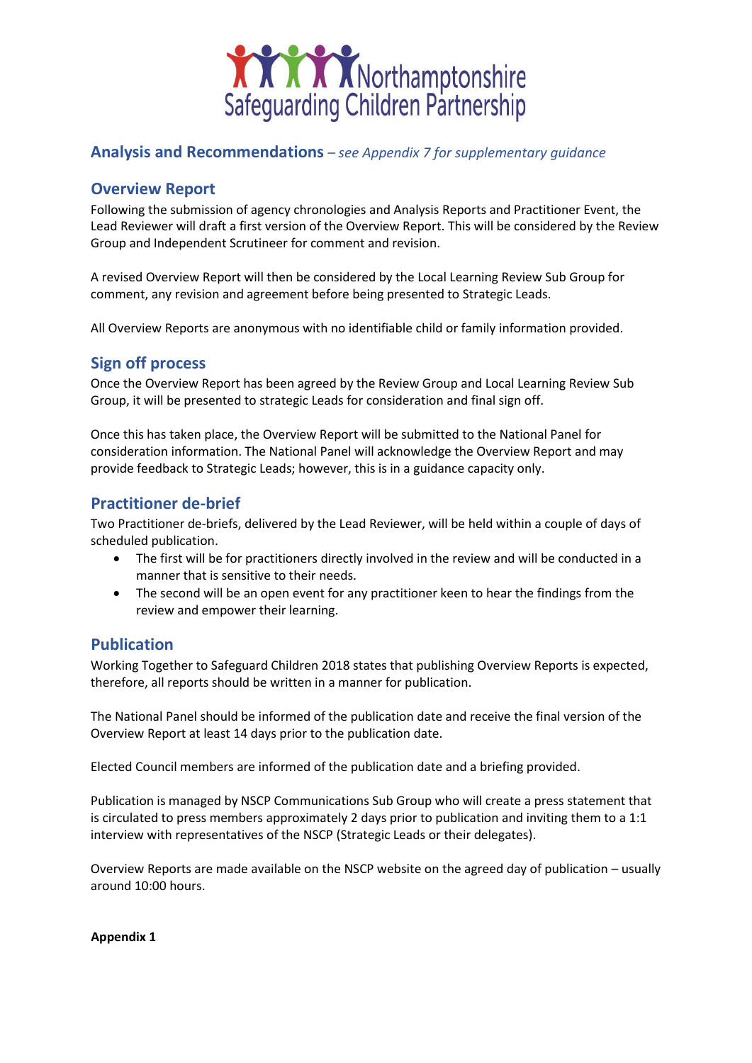## Analysis and Recommendations – *see Appendix 7 for supplementary guidance*

## Overview Report

Following the submission of agency chronologies and Analysis Reports and Practitioner Event, the Lead Reviewer will draft a first version of the Overview Report. This will be considered by the Review Group and Independent Scrutineer for comment and revision.

A revised Overview Report will then be considered by the Local Learning Review Sub Group for comment, any revision and agreement before being presented to Strategic Leads.

All Overview Reports are anonymous with no identifiable child or family information provided.

## Sign off process

Once the Overview Report has been agreed by the Review Group and Local Learning Review Sub Group, it will be presented to strategic Leads for consideration and final sign off.

Once this has taken place, the Overview Report will be submitted to the National Panel for consideration information. The National Panel will acknowledge the Overview Report and may provide feedback to Strategic Leads; however, this is in a guidance capacity only.

## Practitioner de-brief

Two Practitioner de-briefs, delivered by the Lead Reviewer, will be held within a couple of days of scheduled publication.

- The first will be for practitioners directly involved in the review and will be conducted in a manner that is sensitive to their needs.
- The second will be an open event for any practitioner keen to hear the findings from the review and empower their learning.

## Publication

Working Together to Safeguard Children 2018 states that publishing Overview Reports is expected, therefore, all reports should be written in a manner for publication.

The National Panel should be informed of the publication date and receive the final version of the Overview Report at least 14 days prior to the publication date.

Elected Council members are informed of the publication date and a briefing provided.

Publication is managed by NSCP Communications Sub Group who will create a press statement that is circulated to press members approximately 2 days prior to publication and inviting them to a 1:1 interview with representatives of the NSCP (Strategic Leads or their delegates).

Overview Reports are made available on the NSCP website on the agreed day of publication – usually around 10:00 hours.

**Appendix 1**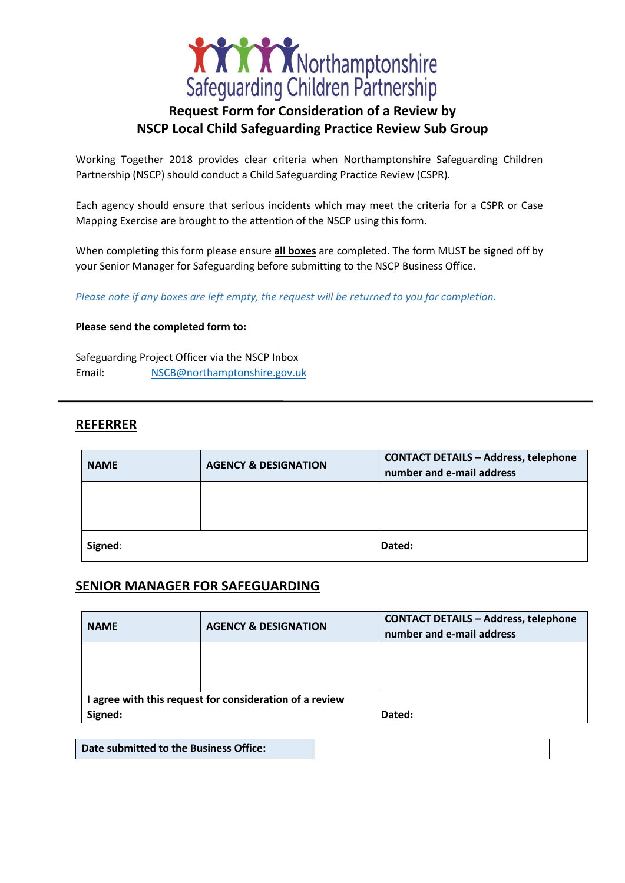Northamptonshire Safeguarding Children Partnership

# Request Form for Consideration of a Review by NSCP Local Child Safeguarding Practice Review Sub Group

Working Together 2018 provides clear criteria when Northamptonshire Safeguarding Children Partnership (NSCP) should conduct a Child Safeguarding Practice Review (CSPR).

Each agency should ensure that serious incidents which may meet the criteria for a CSPR or Case Mapping Exercise are brought to the attention of the NSCP using this form.

When completing this form please ensure **all boxes** are completed. The form MUST be signed off by your Senior Manager for Safeguarding before submitting to the NSCP Business Office.

*Please note if any boxes are left empty, the request will be returned to you for completion.*

**Please send the completed form to:**

Safeguarding Project Officer via the NSCP Inbox
Email: NSCB@northamptonshire.gov.uk

---

## REFERRER

| NAME | AGENCY & DESIGNATION | CONTACT DETAILS – Address, telephone number and e-mail address |
|---|---|---|
| | | |
| **Signed**: | | **Dated:** |

## SENIOR MANAGER FOR SAFEGUARDING

| NAME | AGENCY & DESIGNATION | CONTACT DETAILS – Address, telephone number and e-mail address |
|---|---|---|
| | | |
| **I agree with this request for consideration of a review** **Signed:** | | **Dated:** |

| Date submitted to the Business Office: | |
|---|---|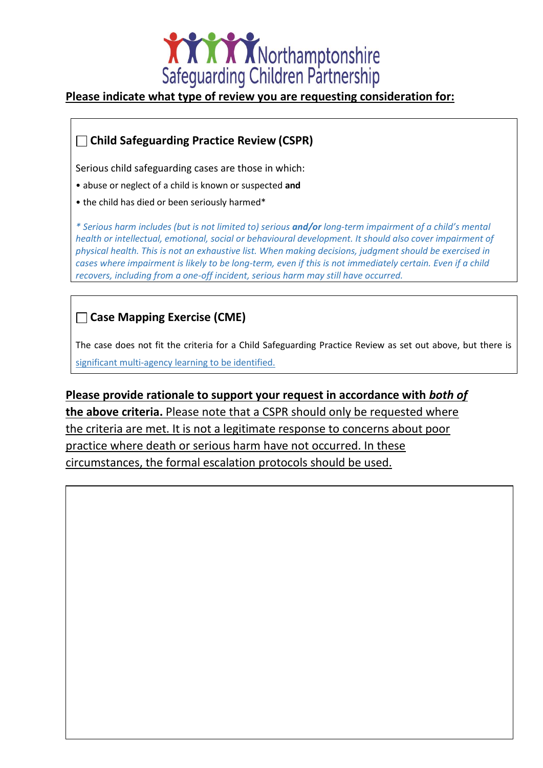Northamptonshire Safeguarding Children Partnership

**Please indicate what type of review you are requesting consideration for:**

☐ **Child Safeguarding Practice Review (CSPR)**

Serious child safeguarding cases are those in which:

- abuse or neglect of a child is known or suspected **and**
- the child has died or been seriously harmed*

*\* Serious harm includes (but is not limited to) serious **and/or** long-term impairment of a child's mental health or intellectual, emotional, social or behavioural development. It should also cover impairment of physical health. This is not an exhaustive list. When making decisions, judgment should be exercised in cases where impairment is likely to be long-term, even if this is not immediately certain. Even if a child recovers, including from a one-off incident, serious harm may still have occurred.*

☐ **Case Mapping Exercise (CME)**

The case does not fit the criteria for a Child Safeguarding Practice Review as set out above, but there is significant multi-agency learning to be identified.

**Please provide rationale to support your request in accordance with *both of* the above criteria.** Please note that a CSPR should only be requested where the criteria are met. It is not a legitimate response to concerns about poor practice where death or serious harm have not occurred. In these circumstances, the formal escalation protocols should be used.

| |
|---|
| |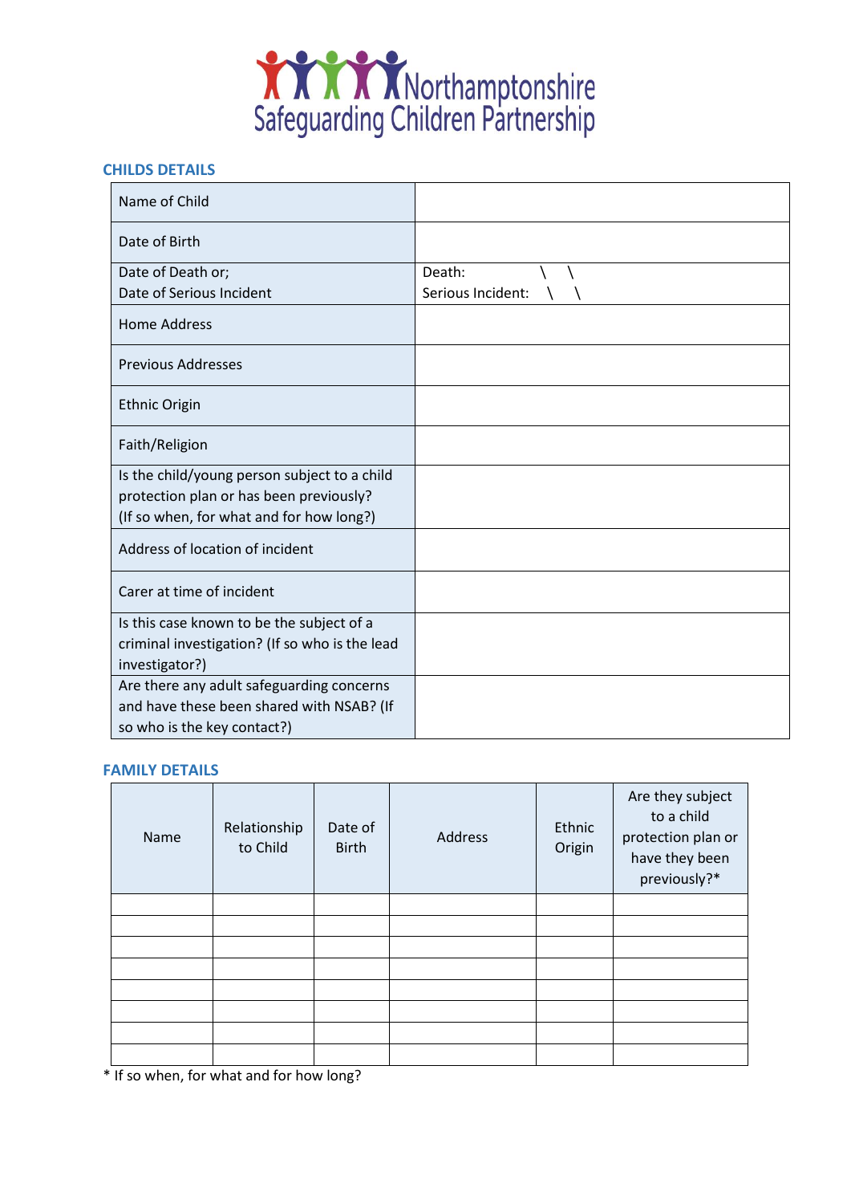Northamptonshire Safeguarding Children Partnership

## CHILDS DETAILS

| | |
|---|---|
| Name of Child | |
| Date of Birth | |
| Date of Death or;<br>Date of Serious Incident | Death: \ \<br>Serious Incident: \ \ |
| Home Address | |
| Previous Addresses | |
| Ethnic Origin | |
| Faith/Religion | |
| Is the child/young person subject to a child protection plan or has been previously? (If so when, for what and for how long?) | |
| Address of location of incident | |
| Carer at time of incident | |
| Is this case known to be the subject of a criminal investigation? (If so who is the lead investigator?) | |
| Are there any adult safeguarding concerns and have these been shared with NSAB? (If so who is the key contact?) | |

## FAMILY DETAILS

| Name | Relationship to Child | Date of Birth | Address | Ethnic Origin | Are they subject to a child protection plan or have they been previously?* |
|---|---|---|---|---|---|
| | | | | | |
| | | | | | |
| | | | | | |
| | | | | | |
| | | | | | |
| | | | | | |
| | | | | | |
| | | | | | |

* If so when, for what and for how long?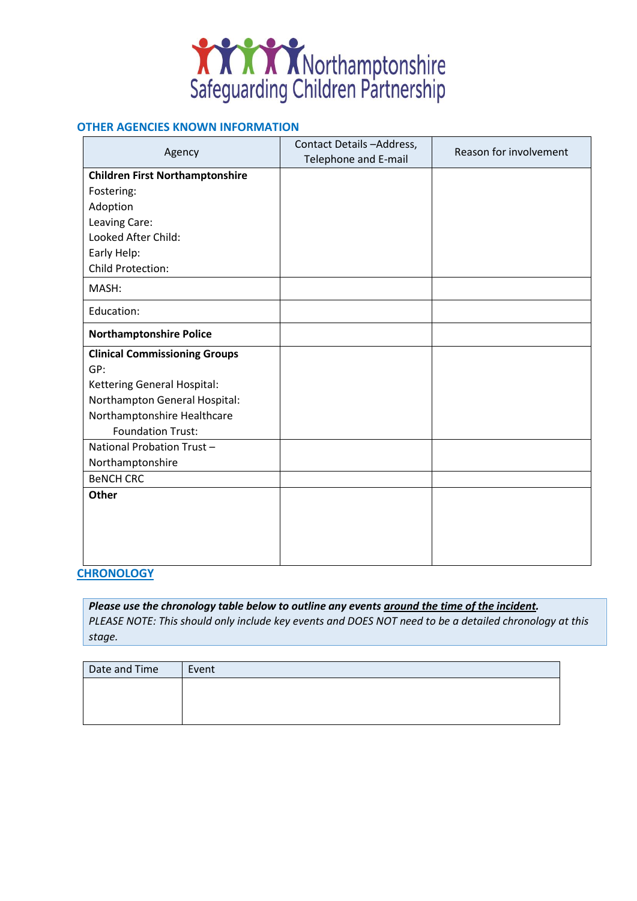Northamptonshire Safeguarding Children Partnership

## OTHER AGENCIES KNOWN INFORMATION

| Agency | Contact Details –Address, Telephone and E-mail | Reason for involvement |
|---|---|---|
| **Children First Northamptonshire**<br>Fostering:<br>Adoption<br>Leaving Care:<br>Looked After Child:<br>Early Help:<br>Child Protection: | | |
| MASH: | | |
| Education: | | |
| **Northamptonshire Police** | | |
| **Clinical Commissioning Groups**<br>GP:<br>Kettering General Hospital:<br>Northampton General Hospital:<br>Northamptonshire Healthcare Foundation Trust: | | |
| National Probation Trust – Northamptonshire | | |
| BeNCH CRC | | |
| **Other** | | |

## CHRONOLOGY

***Please use the chronology table below to outline any events <u>around the time of the incident</u>.***
*PLEASE NOTE: This should only include key events and DOES NOT need to be a detailed chronology at this stage.*

| Date and Time | Event |
|---|---|
| | |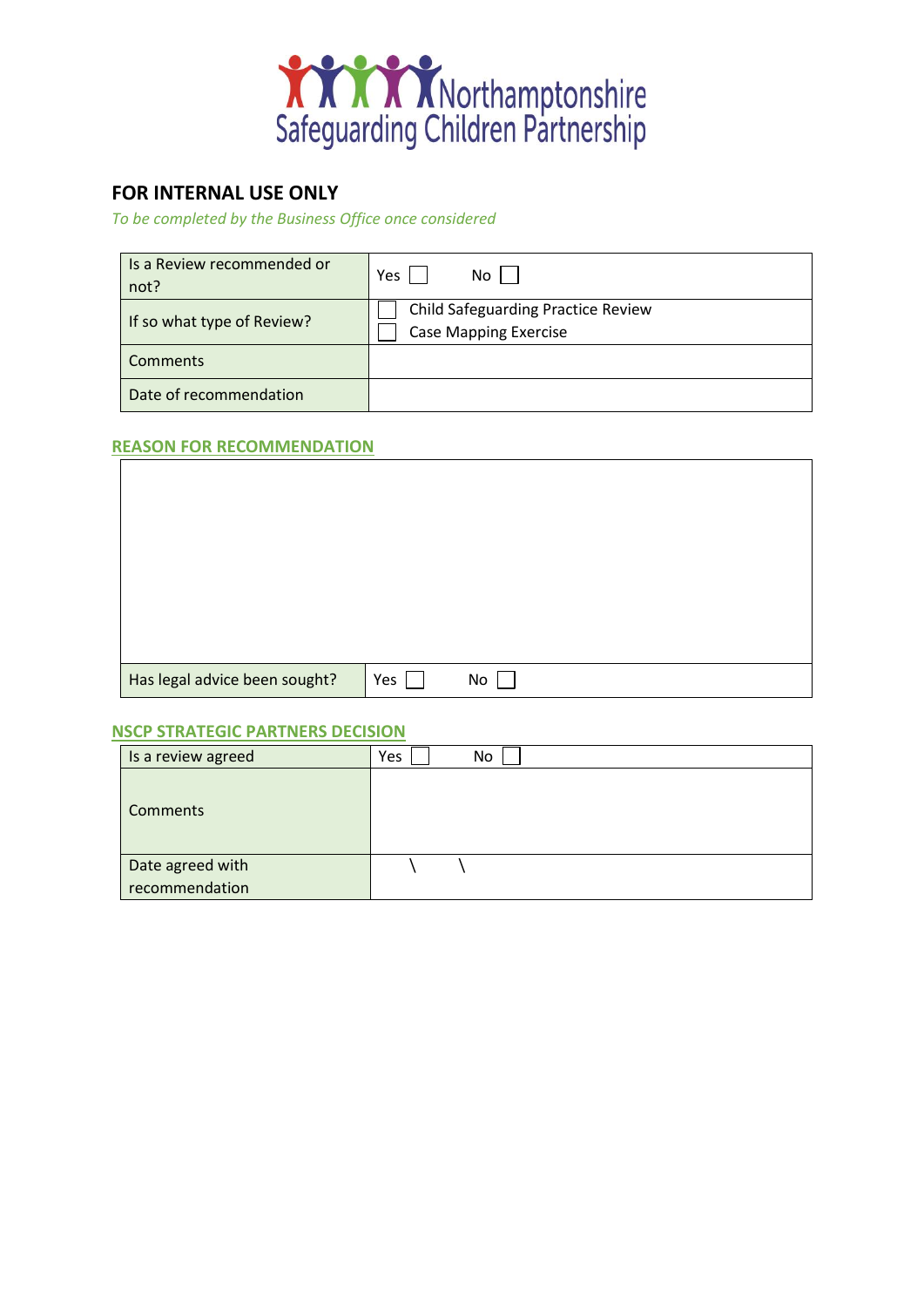Northamptonshire Safeguarding Children Partnership

## FOR INTERNAL USE ONLY

*To be completed by the Business Office once considered*

| Is a Review recommended or not? | Yes ☐ No ☐ |
|---|---|
| If so what type of Review? | ☐ Child Safeguarding Practice Review<br>☐ Case Mapping Exercise |
| Comments | |
| Date of recommendation | |

### REASON FOR RECOMMENDATION

| | |
|---|---|
| | |
| Has legal advice been sought? | Yes ☐ No ☐ |

### NSCP STRATEGIC PARTNERS DECISION

| Is a review agreed | Yes ☐ No ☐ |
|---|---|
| Comments | |
| Date agreed with recommendation | \ \ |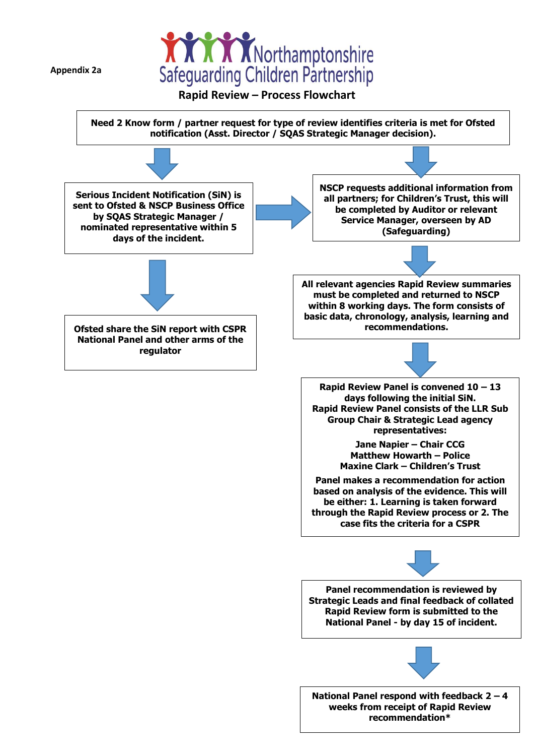Appendix 2a

Northamptonshire Safeguarding Children Partnership

## Rapid Review – Process Flowchart

**Need 2 Know form / partner request for type of review identifies criteria is met for Ofsted notification (Asst. Director / SQAS Strategic Manager decision).**

**Serious Incident Notification (SiN) is sent to Ofsted & NSCP Business Office by SQAS Strategic Manager / nominated representative within 5 days of the incident.**

**Ofsted share the SiN report with CSPR National Panel and other arms of the regulator**

**NSCP requests additional information from all partners; for Children's Trust, this will be completed by Auditor or relevant Service Manager, overseen by AD (Safeguarding)**

**All relevant agencies Rapid Review summaries must be completed and returned to NSCP within 8 working days. The form consists of basic data, chronology, analysis, learning and recommendations.**

**Rapid Review Panel is convened 10 – 13 days following the initial SiN. Rapid Review Panel consists of the LLR Sub Group Chair & Strategic Lead agency representatives:**

**Jane Napier – Chair CCG**
**Matthew Howarth – Police**
**Maxine Clark – Children's Trust**

**Panel makes a recommendation for action based on analysis of the evidence. This will be either: 1. Learning is taken forward through the Rapid Review process or 2. The case fits the criteria for a CSPR**

**Panel recommendation is reviewed by Strategic Leads and final feedback of collated Rapid Review form is submitted to the National Panel - by day 15 of incident.**

**National Panel respond with feedback 2 – 4 weeks from receipt of Rapid Review recommendation***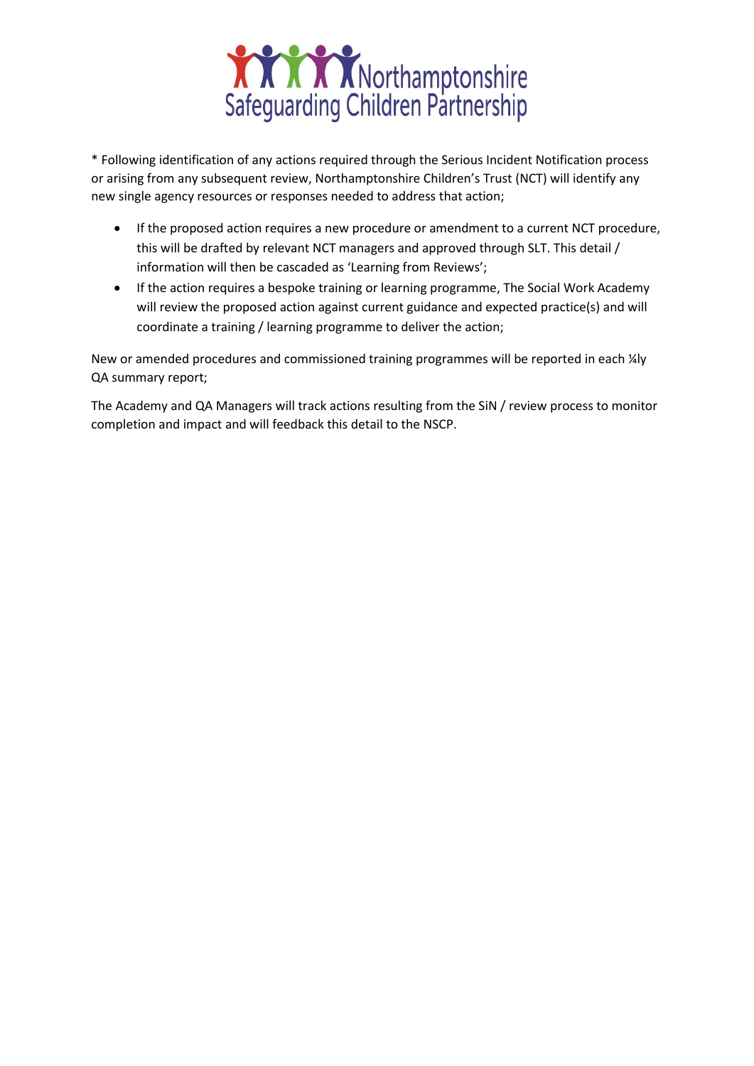* Following identification of any actions required through the Serious Incident Notification process or arising from any subsequent review, Northamptonshire Children's Trust (NCT) will identify any new single agency resources or responses needed to address that action;

- If the proposed action requires a new procedure or amendment to a current NCT procedure, this will be drafted by relevant NCT managers and approved through SLT. This detail / information will then be cascaded as 'Learning from Reviews';
- If the action requires a bespoke training or learning programme, The Social Work Academy will review the proposed action against current guidance and expected practice(s) and will coordinate a training / learning programme to deliver the action;

New or amended procedures and commissioned training programmes will be reported in each ¼ly QA summary report;

The Academy and QA Managers will track actions resulting from the SiN / review process to monitor completion and impact and will feedback this detail to the NSCP.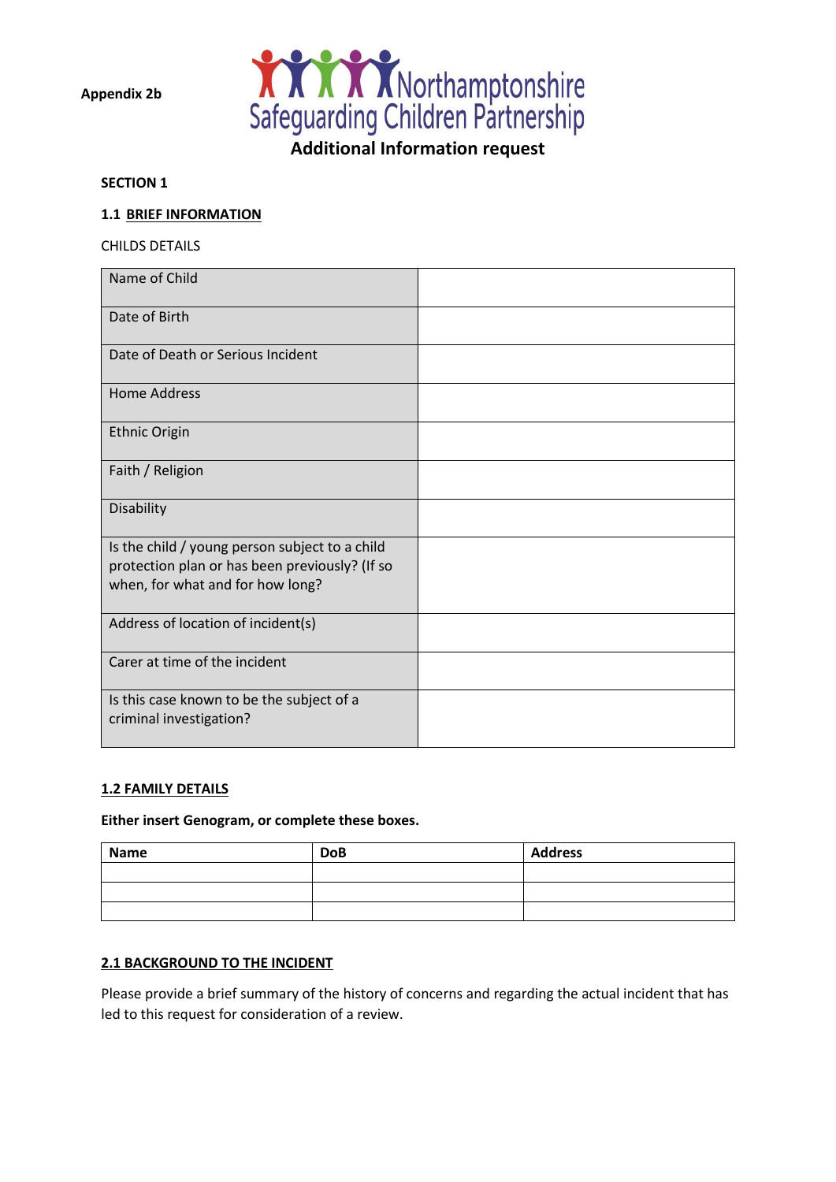**Appendix 2b**

Northamptonshire Safeguarding Children Partnership

## Additional Information request

**SECTION 1**

### 1.1 BRIEF INFORMATION

CHILDS DETAILS

| Name of Child | |
|---|---|
| Date of Birth | |
| Date of Death or Serious Incident | |
| Home Address | |
| Ethnic Origin | |
| Faith / Religion | |
| Disability | |
| Is the child / young person subject to a child protection plan or has been previously? (If so when, for what and for how long? | |
| Address of location of incident(s) | |
| Carer at time of the incident | |
| Is this case known to be the subject of a criminal investigation? | |

### 1.2 FAMILY DETAILS

**Either insert Genogram, or complete these boxes.**

| Name | DoB | Address |
|---|---|---|
| | | |
| | | |
| | | |

### 2.1 BACKGROUND TO THE INCIDENT

Please provide a brief summary of the history of concerns and regarding the actual incident that has led to this request for consideration of a review.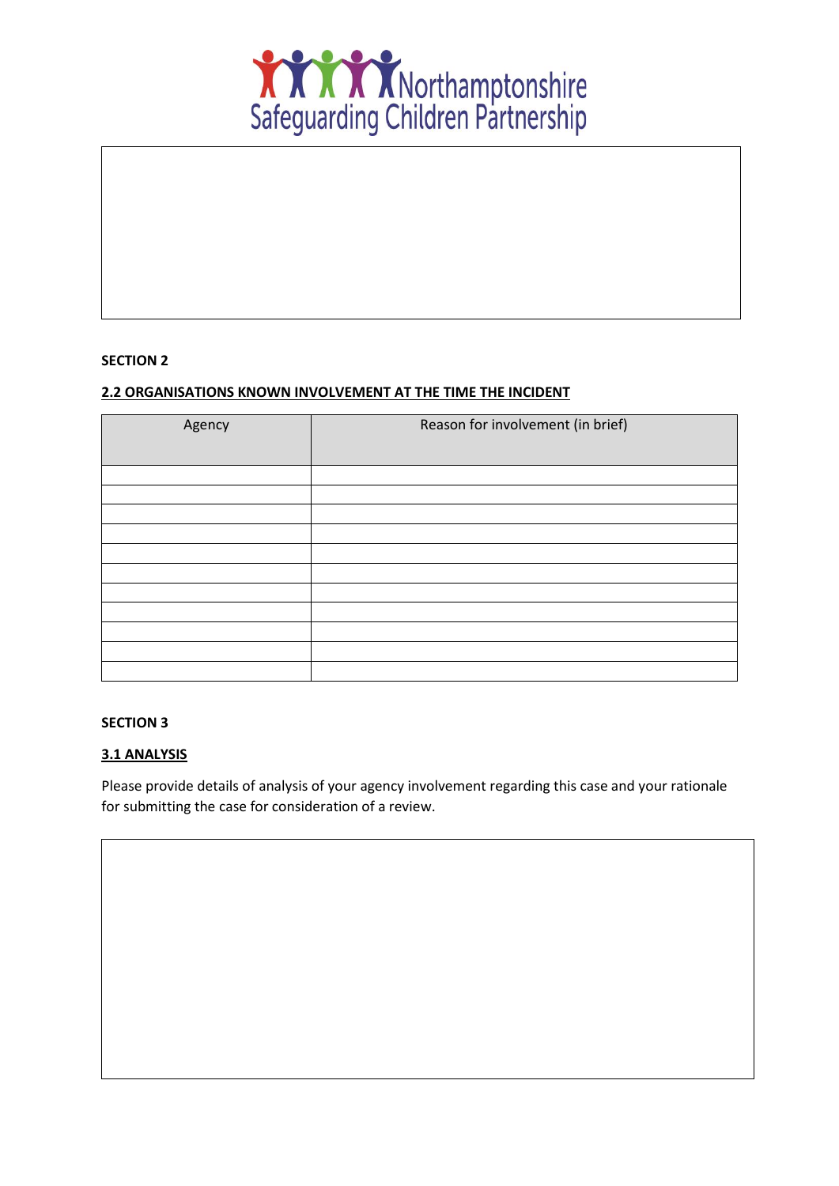Northamptonshire Safeguarding Children Partnership

**SECTION 2**

**2.2 ORGANISATIONS KNOWN INVOLVEMENT AT THE TIME THE INCIDENT**

| Agency | Reason for involvement (in brief) |
| --- | --- |
| | |
| | |
| | |
| | |
| | |
| | |
| | |
| | |
| | |
| | |
| | |

**SECTION 3**

**3.1 ANALYSIS**

Please provide details of analysis of your agency involvement regarding this case and your rationale for submitting the case for consideration of a review.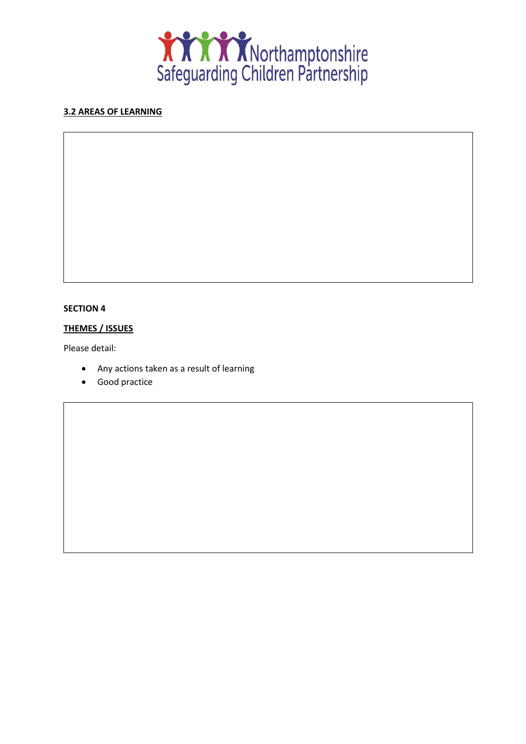**3.2 AREAS OF LEARNING**

**SECTION 4**

**THEMES / ISSUES**

Please detail:

- Any actions taken as a result of learning
- Good practice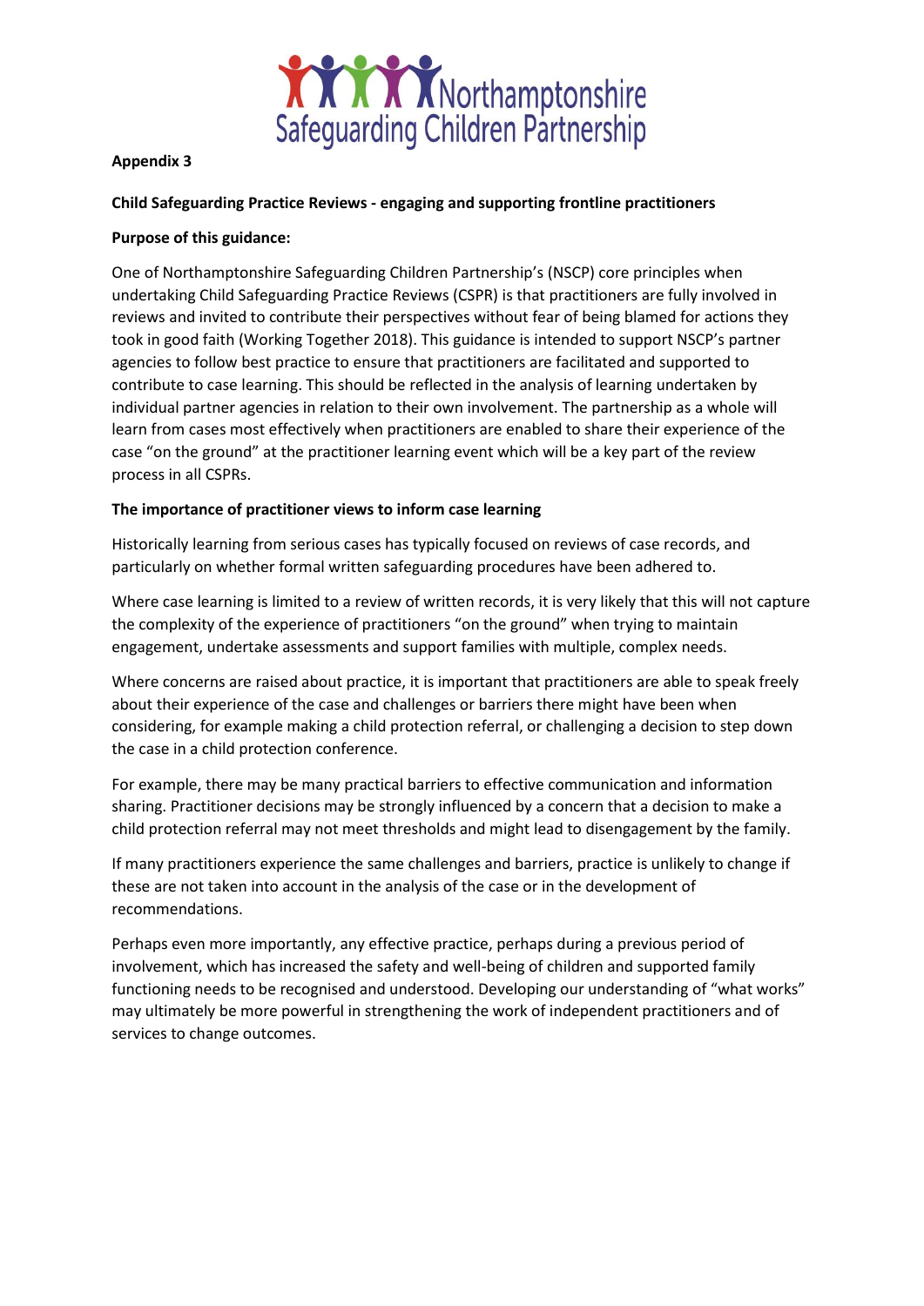Northamptonshire Safeguarding Children Partnership

**Appendix 3**

**Child Safeguarding Practice Reviews - engaging and supporting frontline practitioners**

**Purpose of this guidance:**

One of Northamptonshire Safeguarding Children Partnership's (NSCP) core principles when undertaking Child Safeguarding Practice Reviews (CSPR) is that practitioners are fully involved in reviews and invited to contribute their perspectives without fear of being blamed for actions they took in good faith (Working Together 2018). This guidance is intended to support NSCP's partner agencies to follow best practice to ensure that practitioners are facilitated and supported to contribute to case learning. This should be reflected in the analysis of learning undertaken by individual partner agencies in relation to their own involvement. The partnership as a whole will learn from cases most effectively when practitioners are enabled to share their experience of the case "on the ground" at the practitioner learning event which will be a key part of the review process in all CSPRs.

**The importance of practitioner views to inform case learning**

Historically learning from serious cases has typically focused on reviews of case records, and particularly on whether formal written safeguarding procedures have been adhered to.

Where case learning is limited to a review of written records, it is very likely that this will not capture the complexity of the experience of practitioners "on the ground" when trying to maintain engagement, undertake assessments and support families with multiple, complex needs.

Where concerns are raised about practice, it is important that practitioners are able to speak freely about their experience of the case and challenges or barriers there might have been when considering, for example making a child protection referral, or challenging a decision to step down the case in a child protection conference.

For example, there may be many practical barriers to effective communication and information sharing. Practitioner decisions may be strongly influenced by a concern that a decision to make a child protection referral may not meet thresholds and might lead to disengagement by the family.

If many practitioners experience the same challenges and barriers, practice is unlikely to change if these are not taken into account in the analysis of the case or in the development of recommendations.

Perhaps even more importantly, any effective practice, perhaps during a previous period of involvement, which has increased the safety and well-being of children and supported family functioning needs to be recognised and understood. Developing our understanding of "what works" may ultimately be more powerful in strengthening the work of independent practitioners and of services to change outcomes.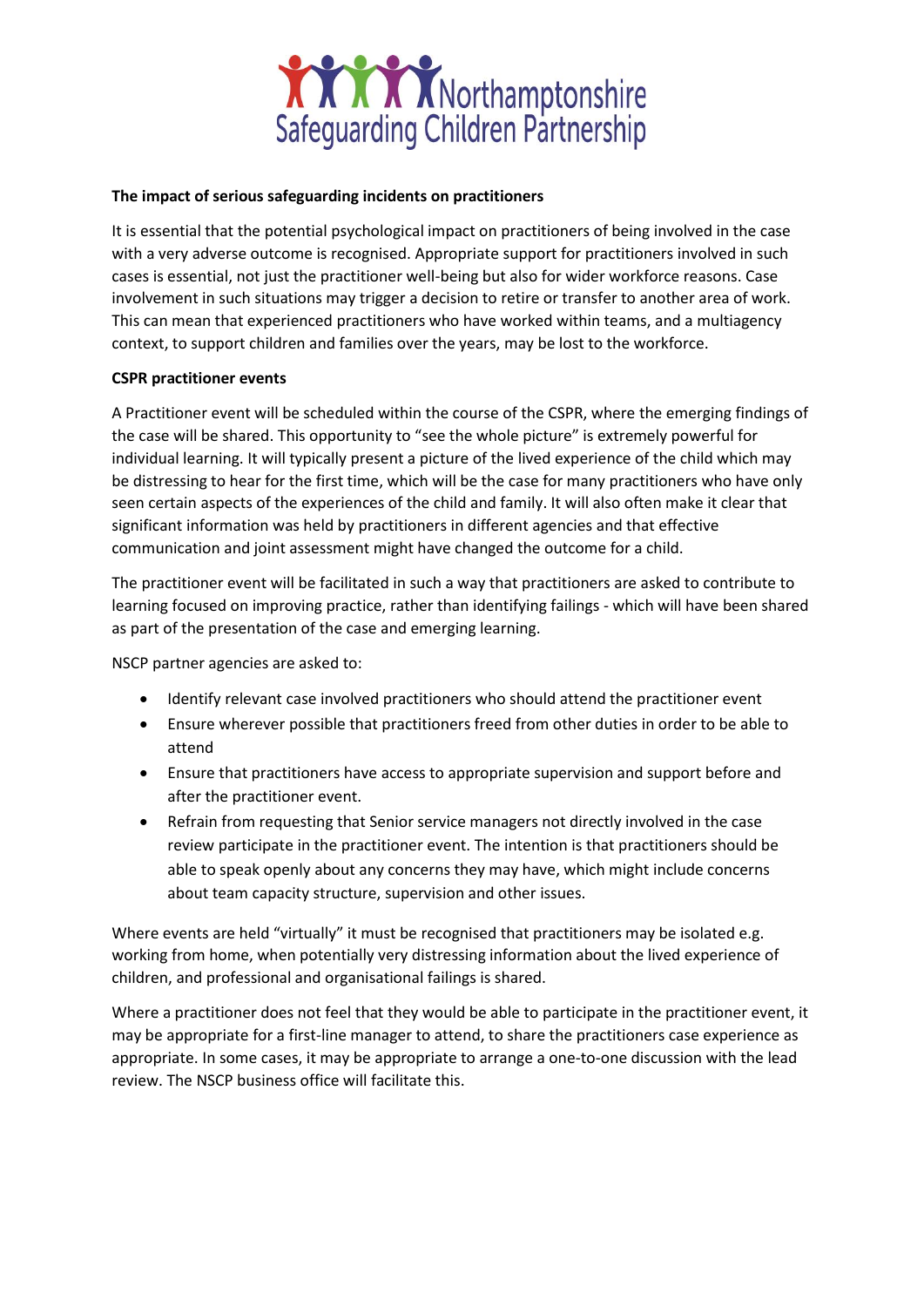**The impact of serious safeguarding incidents on practitioners**

It is essential that the potential psychological impact on practitioners of being involved in the case with a very adverse outcome is recognised. Appropriate support for practitioners involved in such cases is essential, not just the practitioner well-being but also for wider workforce reasons. Case involvement in such situations may trigger a decision to retire or transfer to another area of work. This can mean that experienced practitioners who have worked within teams, and a multiagency context, to support children and families over the years, may be lost to the workforce.

**CSPR practitioner events**

A Practitioner event will be scheduled within the course of the CSPR, where the emerging findings of the case will be shared. This opportunity to "see the whole picture" is extremely powerful for individual learning. It will typically present a picture of the lived experience of the child which may be distressing to hear for the first time, which will be the case for many practitioners who have only seen certain aspects of the experiences of the child and family. It will also often make it clear that significant information was held by practitioners in different agencies and that effective communication and joint assessment might have changed the outcome for a child.

The practitioner event will be facilitated in such a way that practitioners are asked to contribute to learning focused on improving practice, rather than identifying failings - which will have been shared as part of the presentation of the case and emerging learning.

NSCP partner agencies are asked to:

- Identify relevant case involved practitioners who should attend the practitioner event
- Ensure wherever possible that practitioners freed from other duties in order to be able to attend
- Ensure that practitioners have access to appropriate supervision and support before and after the practitioner event.
- Refrain from requesting that Senior service managers not directly involved in the case review participate in the practitioner event. The intention is that practitioners should be able to speak openly about any concerns they may have, which might include concerns about team capacity structure, supervision and other issues.

Where events are held "virtually" it must be recognised that practitioners may be isolated e.g. working from home, when potentially very distressing information about the lived experience of children, and professional and organisational failings is shared.

Where a practitioner does not feel that they would be able to participate in the practitioner event, it may be appropriate for a first-line manager to attend, to share the practitioners case experience as appropriate. In some cases, it may be appropriate to arrange a one-to-one discussion with the lead review. The NSCP business office will facilitate this.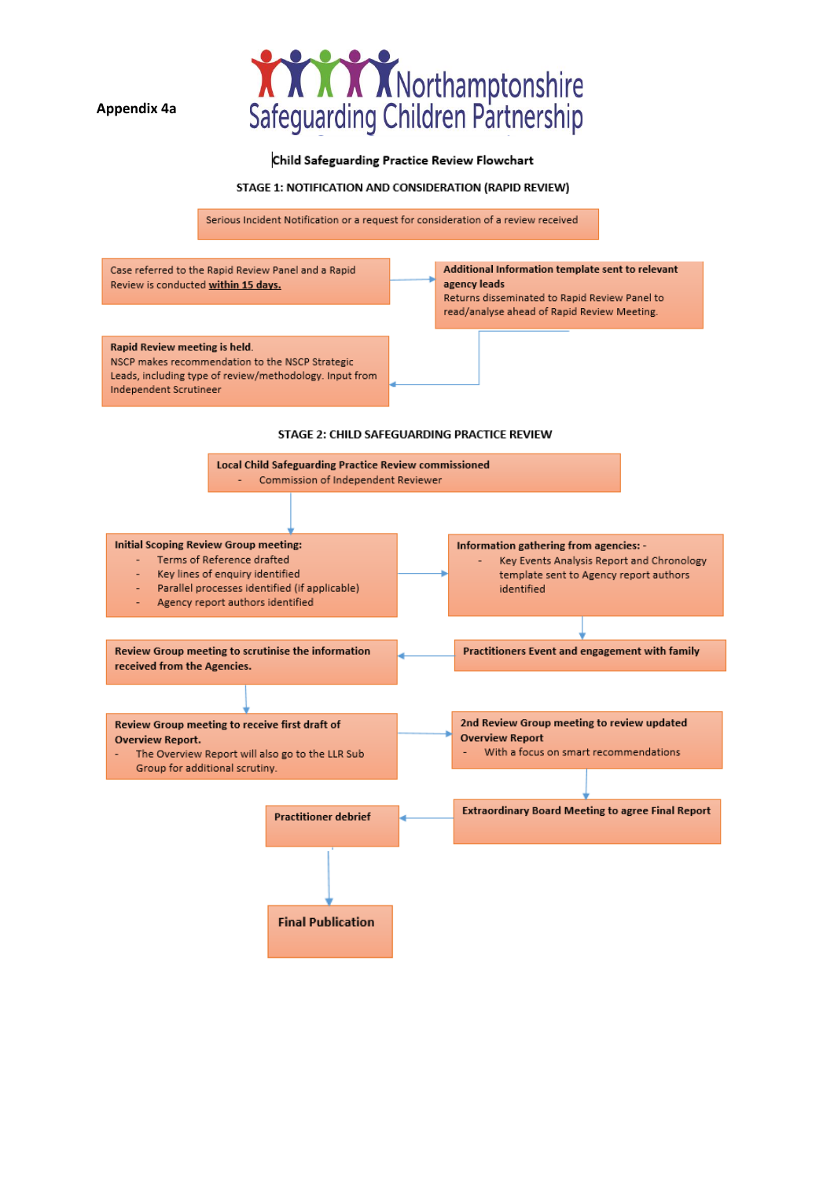Appendix 4a

Northamptonshire Safeguarding Children Partnership

# Child Safeguarding Practice Review Flowchart

## STAGE 1: NOTIFICATION AND CONSIDERATION (RAPID REVIEW)

Serious Incident Notification or a request for consideration of a review received

Case referred to the Rapid Review Panel and a Rapid Review is conducted **within 15 days.**

**Additional Information template sent to relevant agency leads**
Returns disseminated to Rapid Review Panel to read/analyse ahead of Rapid Review Meeting.

**Rapid Review meeting is held.**
NSCP makes recommendation to the NSCP Strategic Leads, including type of review/methodology. Input from Independent Scrutineer

## STAGE 2: CHILD SAFEGUARDING PRACTICE REVIEW

**Local Child Safeguarding Practice Review commissioned**
- Commission of Independent Reviewer

**Initial Scoping Review Group meeting:**
- Terms of Reference drafted
- Key lines of enquiry identified
- Parallel processes identified (if applicable)
- Agency report authors identified

**Information gathering from agencies: -**
- Key Events Analysis Report and Chronology template sent to Agency report authors identified

**Practitioners Event and engagement with family**

**Review Group meeting to scrutinise the information received from the Agencies.**

**Review Group meeting to receive first draft of Overview Report.**
- The Overview Report will also go to the LLR Sub Group for additional scrutiny.

**2nd Review Group meeting to review updated Overview Report**
- With a focus on smart recommendations

**Extraordinary Board Meeting to agree Final Report**

**Practitioner debrief**

**Final Publication**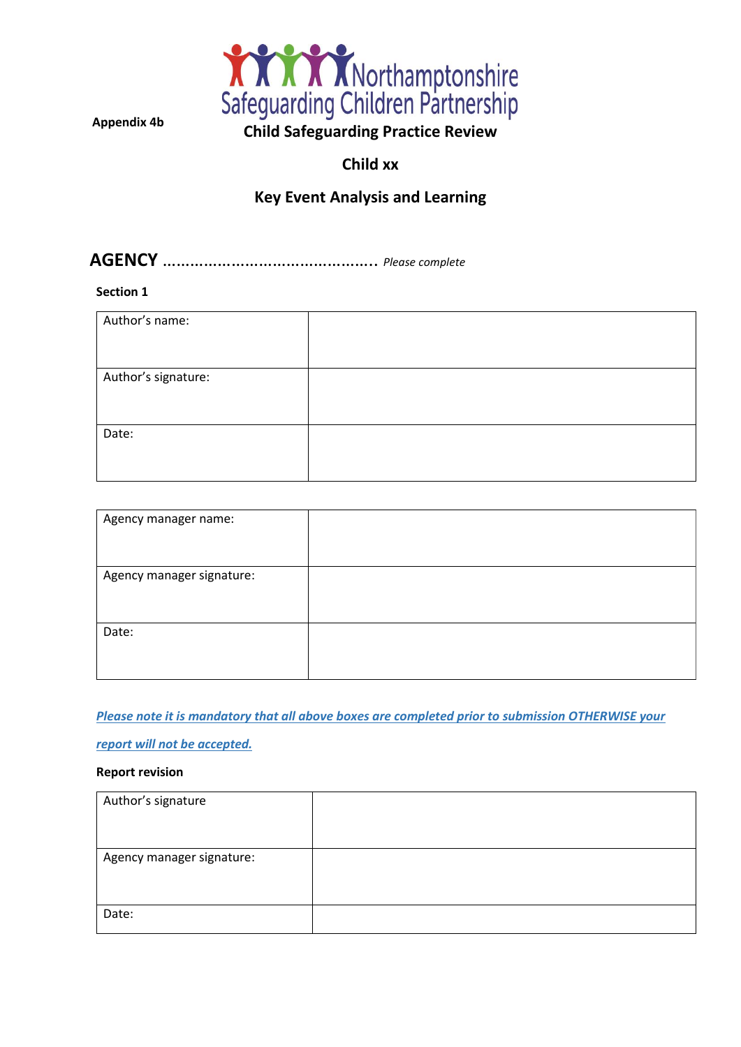Appendix 4b

**Northamptonshire Safeguarding Children Partnership**

**Child Safeguarding Practice Review**

**Child xx**

**Key Event Analysis and Learning**

## AGENCY ………………………………………… *Please complete*

**Section 1**

| | |
|---|---|
| Author's name: | |
| Author's signature: | |
| Date: | |

| | |
|---|---|
| Agency manager name: | |
| Agency manager signature: | |
| Date: | |

***Please note it is mandatory that all above boxes are completed prior to submission OTHERWISE your report will not be accepted.***

**Report revision**

| | |
|---|---|
| Author's signature | |
| Agency manager signature: | |
| Date: | |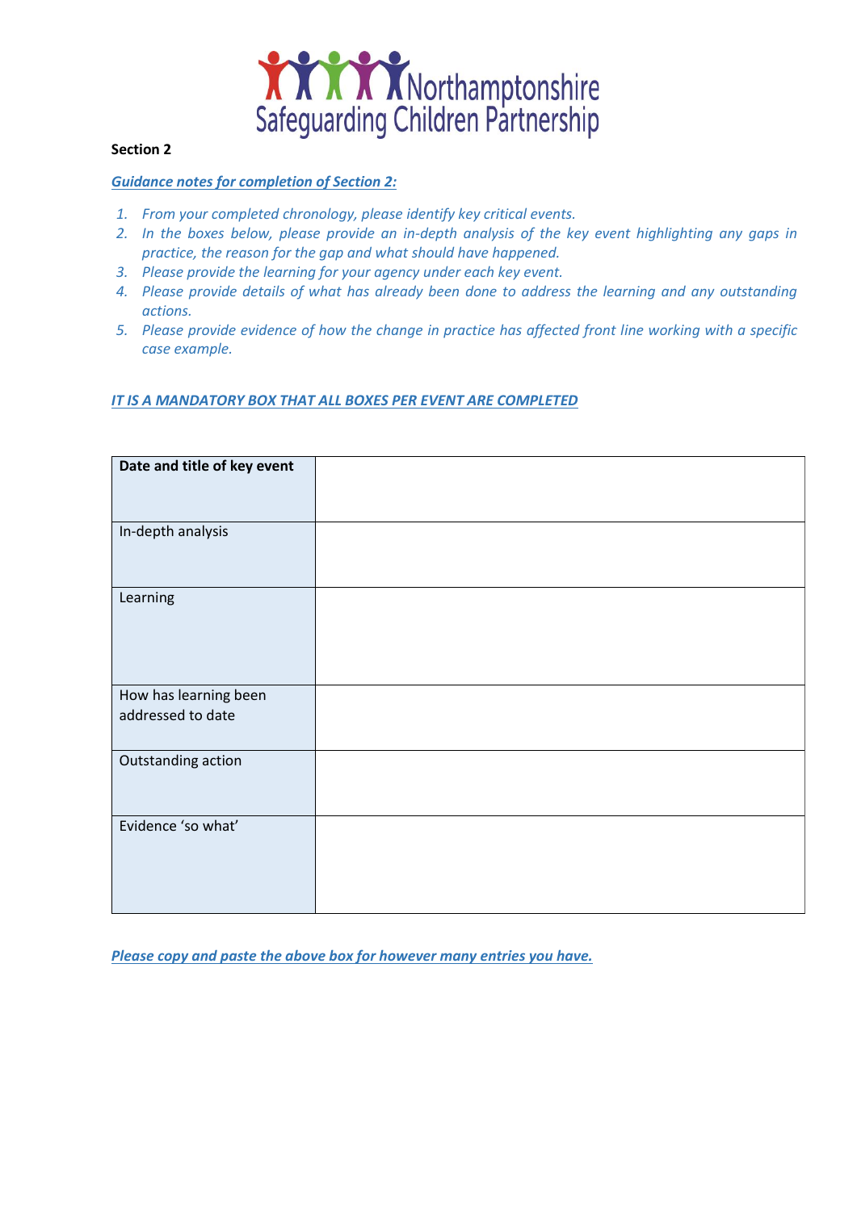Northamptonshire Safeguarding Children Partnership

**Section 2**

***Guidance notes for completion of Section 2:***

1. *From your completed chronology, please identify key critical events.*
2. *In the boxes below, please provide an in-depth analysis of the key event highlighting any gaps in practice, the reason for the gap and what should have happened.*
3. *Please provide the learning for your agency under each key event.*
4. *Please provide details of what has already been done to address the learning and any outstanding actions.*
5. *Please provide evidence of how the change in practice has affected front line working with a specific case example.*

***IT IS A MANDATORY BOX THAT ALL BOXES PER EVENT ARE COMPLETED***

| **Date and title of key event** | |
|---|---|
| In-depth analysis | |
| Learning | |
| How has learning been addressed to date | |
| Outstanding action | |
| Evidence 'so what' | |

***Please copy and paste the above box for however many entries you have.***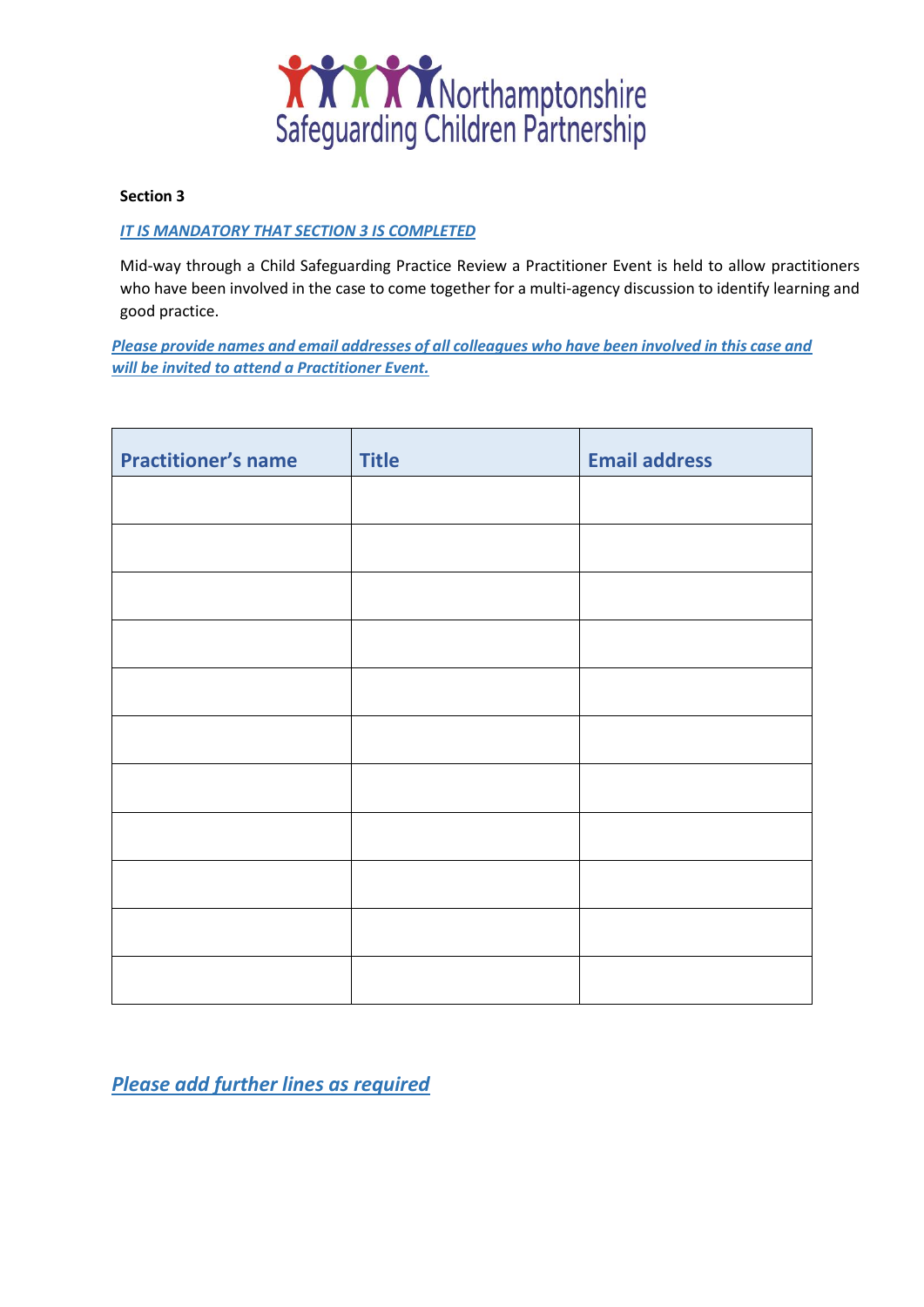Northamptonshire Safeguarding Children Partnership

**Section 3**

***IT IS MANDATORY THAT SECTION 3 IS COMPLETED***

Mid-way through a Child Safeguarding Practice Review a Practitioner Event is held to allow practitioners who have been involved in the case to come together for a multi-agency discussion to identify learning and good practice.

***Please provide names and email addresses of all colleagues who have been involved in this case and will be invited to attend a Practitioner Event.***

| Practitioner's name | Title | Email address |
|---|---|---|
| | | |
| | | |
| | | |
| | | |
| | | |
| | | |
| | | |
| | | |
| | | |
| | | |
| | | |

***Please add further lines as required***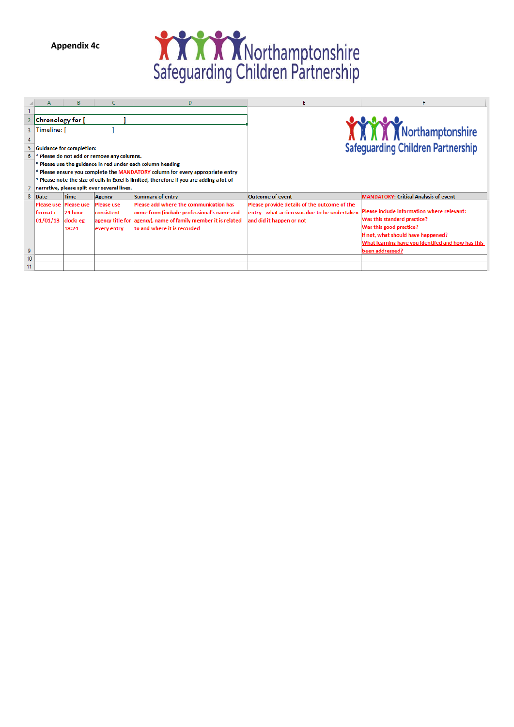**Appendix 4c**

Northamptonshire Safeguarding Children Partnership

**Chronology for [ ]**

Timeline: [ ]

Guidance for completion:

* Please do not add or remove any columns.
* Please use the guidance in red under each column heading
* Please ensure you complete the MANDATORY column for every appropriate entry
* Please note the size of cells in Excel is limited, therefore if you are adding a lot of narrative, please split over several lines.

| Date | Time | Agency | Summary of entry | Outcome of event | MANDATORY: Critical Analysis of event |
|---|---|---|---|---|---|
| Please use format : 01/01/18 | Please use 24 hour clock: eg 18:24 | Please use consistent agency title for every entry | Please add where the communication has come from (include professional's name and agency), name of family member it is related to and where it is recorded | Please provide details of the outcome of the entry - what action was due to be undertaken and did it happen or not | Please include information where relevant: Was this standard practice? Was this good practice? If not, what should have happened? What learning have you identifed and how has this been addressed? |
| | | | | | |
| | | | | | |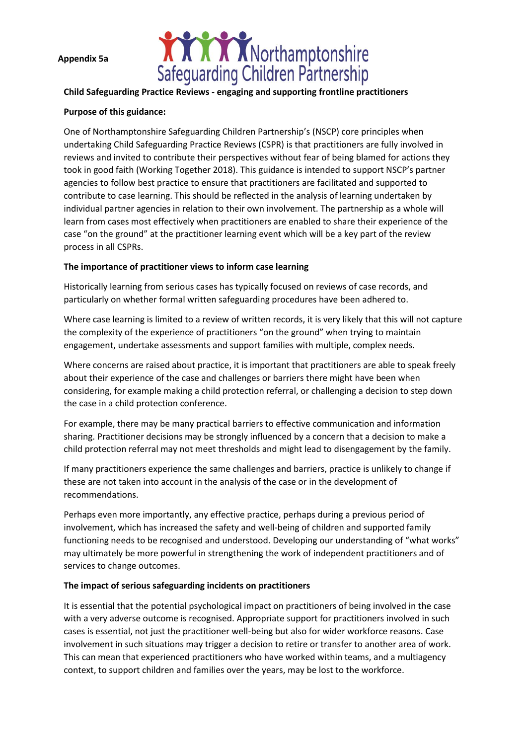**Appendix 5a**

Northamptonshire Safeguarding Children Partnership

**Child Safeguarding Practice Reviews - engaging and supporting frontline practitioners**

**Purpose of this guidance:**

One of Northamptonshire Safeguarding Children Partnership's (NSCP) core principles when undertaking Child Safeguarding Practice Reviews (CSPR) is that practitioners are fully involved in reviews and invited to contribute their perspectives without fear of being blamed for actions they took in good faith (Working Together 2018). This guidance is intended to support NSCP's partner agencies to follow best practice to ensure that practitioners are facilitated and supported to contribute to case learning. This should be reflected in the analysis of learning undertaken by individual partner agencies in relation to their own involvement. The partnership as a whole will learn from cases most effectively when practitioners are enabled to share their experience of the case "on the ground" at the practitioner learning event which will be a key part of the review process in all CSPRs.

**The importance of practitioner views to inform case learning**

Historically learning from serious cases has typically focused on reviews of case records, and particularly on whether formal written safeguarding procedures have been adhered to.

Where case learning is limited to a review of written records, it is very likely that this will not capture the complexity of the experience of practitioners "on the ground" when trying to maintain engagement, undertake assessments and support families with multiple, complex needs.

Where concerns are raised about practice, it is important that practitioners are able to speak freely about their experience of the case and challenges or barriers there might have been when considering, for example making a child protection referral, or challenging a decision to step down the case in a child protection conference.

For example, there may be many practical barriers to effective communication and information sharing. Practitioner decisions may be strongly influenced by a concern that a decision to make a child protection referral may not meet thresholds and might lead to disengagement by the family.

If many practitioners experience the same challenges and barriers, practice is unlikely to change if these are not taken into account in the analysis of the case or in the development of recommendations.

Perhaps even more importantly, any effective practice, perhaps during a previous period of involvement, which has increased the safety and well-being of children and supported family functioning needs to be recognised and understood. Developing our understanding of "what works" may ultimately be more powerful in strengthening the work of independent practitioners and of services to change outcomes.

**The impact of serious safeguarding incidents on practitioners**

It is essential that the potential psychological impact on practitioners of being involved in the case with a very adverse outcome is recognised. Appropriate support for practitioners involved in such cases is essential, not just the practitioner well-being but also for wider workforce reasons. Case involvement in such situations may trigger a decision to retire or transfer to another area of work. This can mean that experienced practitioners who have worked within teams, and a multiagency context, to support children and families over the years, may be lost to the workforce.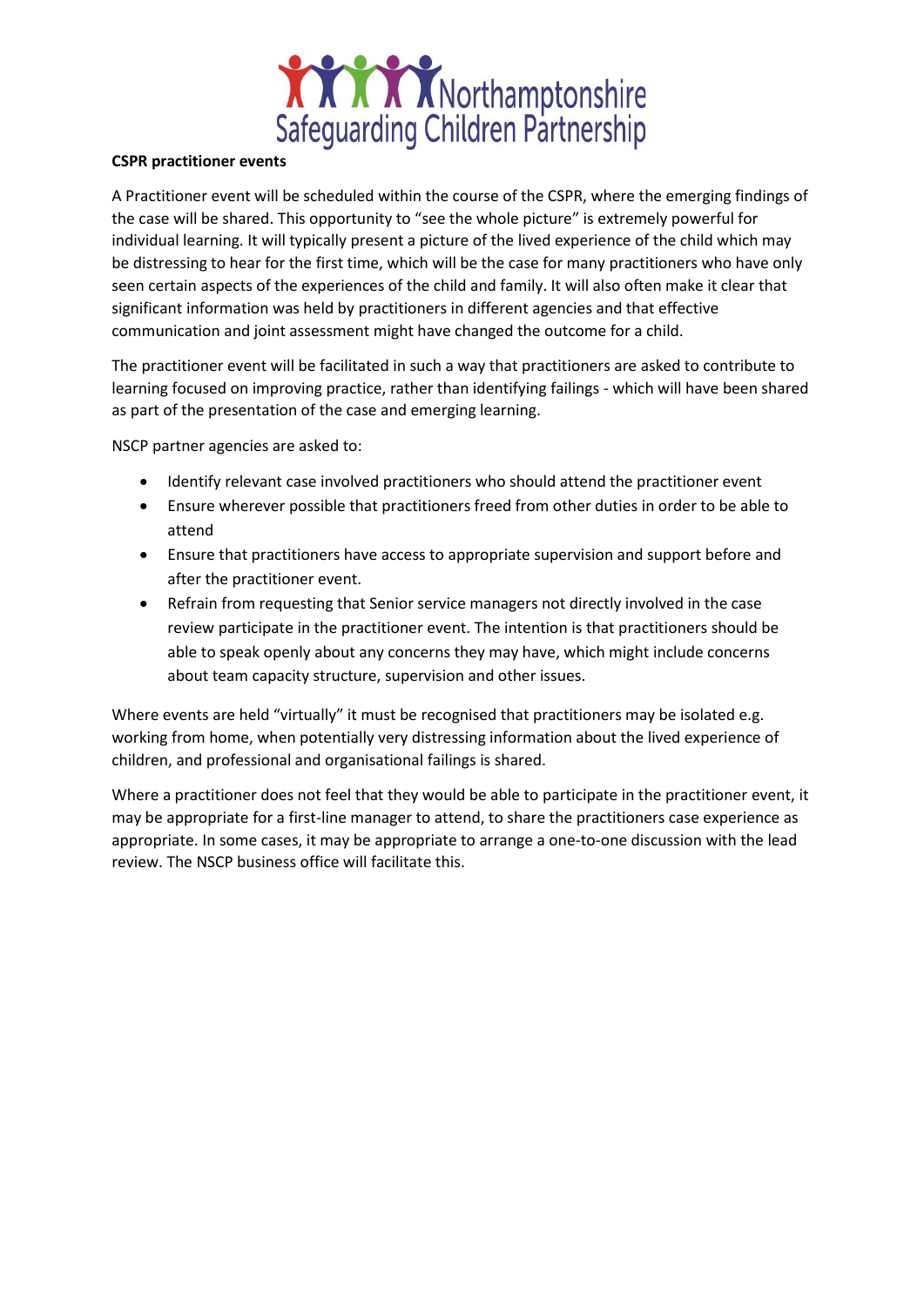**CSPR practitioner events**

A Practitioner event will be scheduled within the course of the CSPR, where the emerging findings of the case will be shared. This opportunity to "see the whole picture" is extremely powerful for individual learning. It will typically present a picture of the lived experience of the child which may be distressing to hear for the first time, which will be the case for many practitioners who have only seen certain aspects of the experiences of the child and family. It will also often make it clear that significant information was held by practitioners in different agencies and that effective communication and joint assessment might have changed the outcome for a child.

The practitioner event will be facilitated in such a way that practitioners are asked to contribute to learning focused on improving practice, rather than identifying failings - which will have been shared as part of the presentation of the case and emerging learning.

NSCP partner agencies are asked to:

- Identify relevant case involved practitioners who should attend the practitioner event
- Ensure wherever possible that practitioners freed from other duties in order to be able to attend
- Ensure that practitioners have access to appropriate supervision and support before and after the practitioner event.
- Refrain from requesting that Senior service managers not directly involved in the case review participate in the practitioner event. The intention is that practitioners should be able to speak openly about any concerns they may have, which might include concerns about team capacity structure, supervision and other issues.

Where events are held "virtually" it must be recognised that practitioners may be isolated e.g. working from home, when potentially very distressing information about the lived experience of children, and professional and organisational failings is shared.

Where a practitioner does not feel that they would be able to participate in the practitioner event, it may be appropriate for a first-line manager to attend, to share the practitioners case experience as appropriate. In some cases, it may be appropriate to arrange a one-to-one discussion with the lead review. The NSCP business office will facilitate this.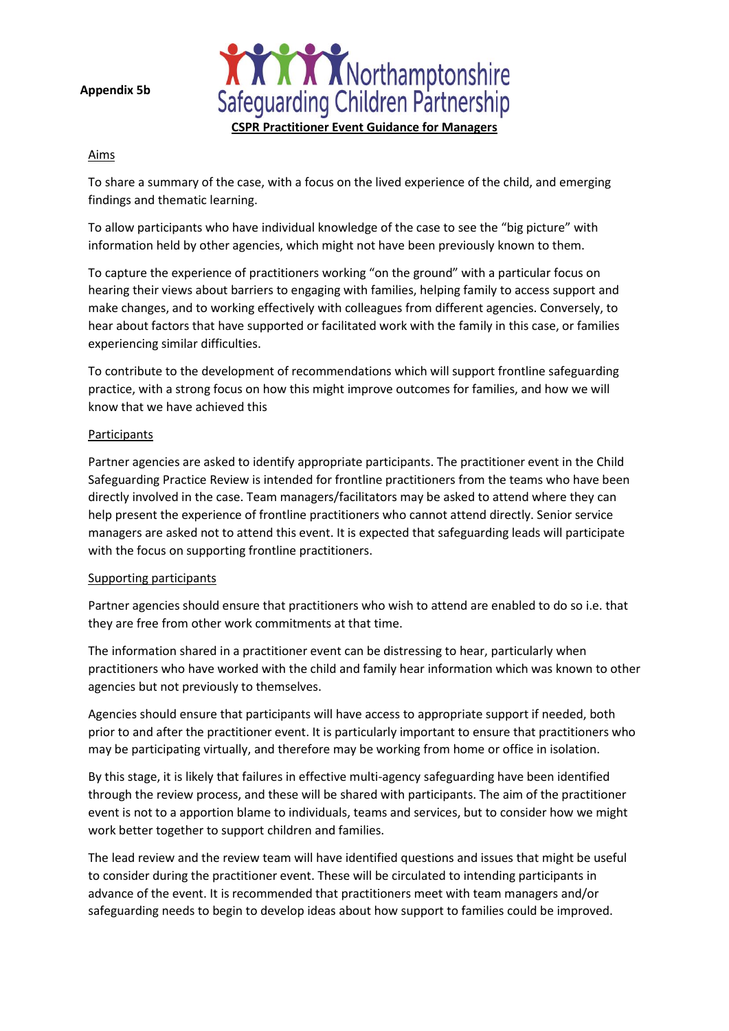**Appendix 5b**

Northamptonshire Safeguarding Children Partnership

**CSPR Practitioner Event Guidance for Managers**

Aims

To share a summary of the case, with a focus on the lived experience of the child, and emerging findings and thematic learning.

To allow participants who have individual knowledge of the case to see the "big picture" with information held by other agencies, which might not have been previously known to them.

To capture the experience of practitioners working "on the ground" with a particular focus on hearing their views about barriers to engaging with families, helping family to access support and make changes, and to working effectively with colleagues from different agencies. Conversely, to hear about factors that have supported or facilitated work with the family in this case, or families experiencing similar difficulties.

To contribute to the development of recommendations which will support frontline safeguarding practice, with a strong focus on how this might improve outcomes for families, and how we will know that we have achieved this

Participants

Partner agencies are asked to identify appropriate participants. The practitioner event in the Child Safeguarding Practice Review is intended for frontline practitioners from the teams who have been directly involved in the case. Team managers/facilitators may be asked to attend where they can help present the experience of frontline practitioners who cannot attend directly. Senior service managers are asked not to attend this event. It is expected that safeguarding leads will participate with the focus on supporting frontline practitioners.

Supporting participants

Partner agencies should ensure that practitioners who wish to attend are enabled to do so i.e. that they are free from other work commitments at that time.

The information shared in a practitioner event can be distressing to hear, particularly when practitioners who have worked with the child and family hear information which was known to other agencies but not previously to themselves.

Agencies should ensure that participants will have access to appropriate support if needed, both prior to and after the practitioner event. It is particularly important to ensure that practitioners who may be participating virtually, and therefore may be working from home or office in isolation.

By this stage, it is likely that failures in effective multi-agency safeguarding have been identified through the review process, and these will be shared with participants. The aim of the practitioner event is not to a apportion blame to individuals, teams and services, but to consider how we might work better together to support children and families.

The lead review and the review team will have identified questions and issues that might be useful to consider during the practitioner event. These will be circulated to intending participants in advance of the event. It is recommended that practitioners meet with team managers and/or safeguarding needs to begin to develop ideas about how support to families could be improved.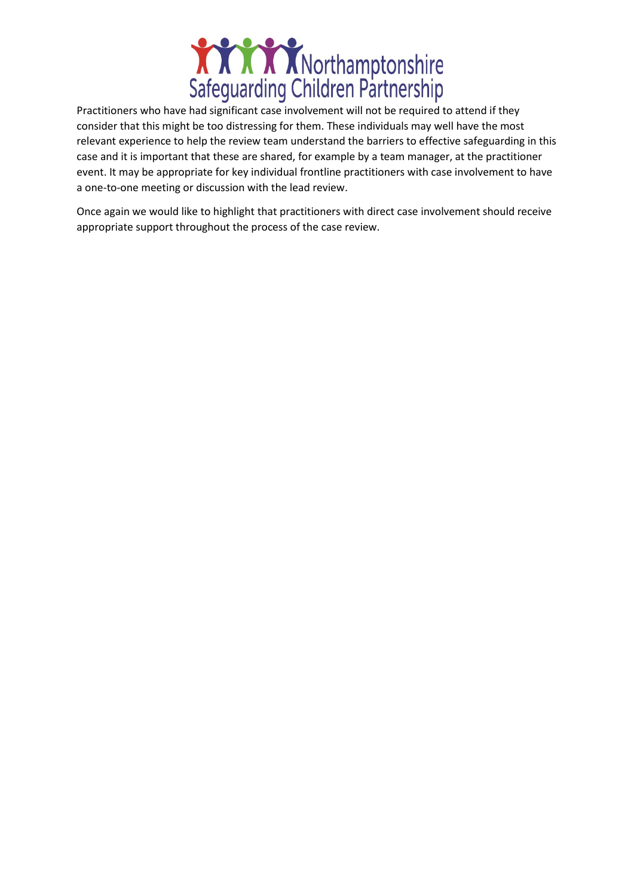Practitioners who have had significant case involvement will not be required to attend if they consider that this might be too distressing for them. These individuals may well have the most relevant experience to help the review team understand the barriers to effective safeguarding in this case and it is important that these are shared, for example by a team manager, at the practitioner event. It may be appropriate for key individual frontline practitioners with case involvement to have a one-to-one meeting or discussion with the lead review.

Once again we would like to highlight that practitioners with direct case involvement should receive appropriate support throughout the process of the case review.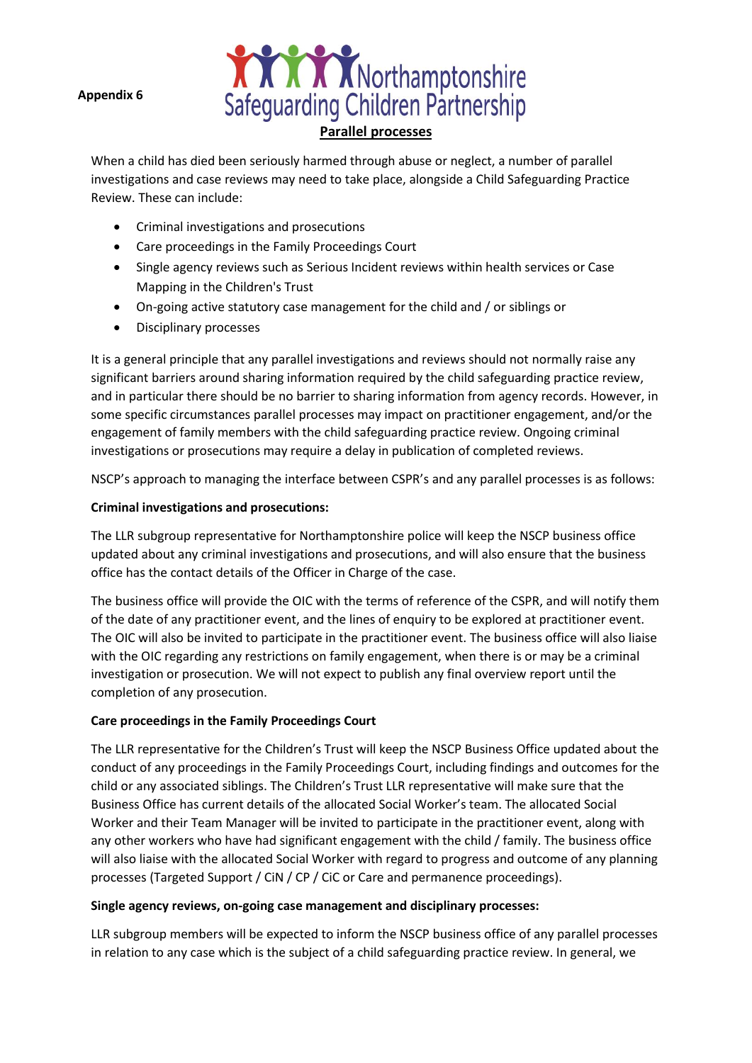**Appendix 6**

Northamptonshire Safeguarding Children Partnership

## Parallel processes

When a child has died been seriously harmed through abuse or neglect, a number of parallel investigations and case reviews may need to take place, alongside a Child Safeguarding Practice Review. These can include:

- Criminal investigations and prosecutions
- Care proceedings in the Family Proceedings Court
- Single agency reviews such as Serious Incident reviews within health services or Case Mapping in the Children's Trust
- On-going active statutory case management for the child and / or siblings or
- Disciplinary processes

It is a general principle that any parallel investigations and reviews should not normally raise any significant barriers around sharing information required by the child safeguarding practice review, and in particular there should be no barrier to sharing information from agency records. However, in some specific circumstances parallel processes may impact on practitioner engagement, and/or the engagement of family members with the child safeguarding practice review. Ongoing criminal investigations or prosecutions may require a delay in publication of completed reviews.

NSCP's approach to managing the interface between CSPR's and any parallel processes is as follows:

**Criminal investigations and prosecutions:**

The LLR subgroup representative for Northamptonshire police will keep the NSCP business office updated about any criminal investigations and prosecutions, and will also ensure that the business office has the contact details of the Officer in Charge of the case.

The business office will provide the OIC with the terms of reference of the CSPR, and will notify them of the date of any practitioner event, and the lines of enquiry to be explored at practitioner event. The OIC will also be invited to participate in the practitioner event. The business office will also liaise with the OIC regarding any restrictions on family engagement, when there is or may be a criminal investigation or prosecution. We will not expect to publish any final overview report until the completion of any prosecution.

**Care proceedings in the Family Proceedings Court**

The LLR representative for the Children's Trust will keep the NSCP Business Office updated about the conduct of any proceedings in the Family Proceedings Court, including findings and outcomes for the child or any associated siblings. The Children's Trust LLR representative will make sure that the Business Office has current details of the allocated Social Worker's team. The allocated Social Worker and their Team Manager will be invited to participate in the practitioner event, along with any other workers who have had significant engagement with the child / family. The business office will also liaise with the allocated Social Worker with regard to progress and outcome of any planning processes (Targeted Support / CiN / CP / CiC or Care and permanence proceedings).

**Single agency reviews, on-going case management and disciplinary processes:**

LLR subgroup members will be expected to inform the NSCP business office of any parallel processes in relation to any case which is the subject of a child safeguarding practice review. In general, we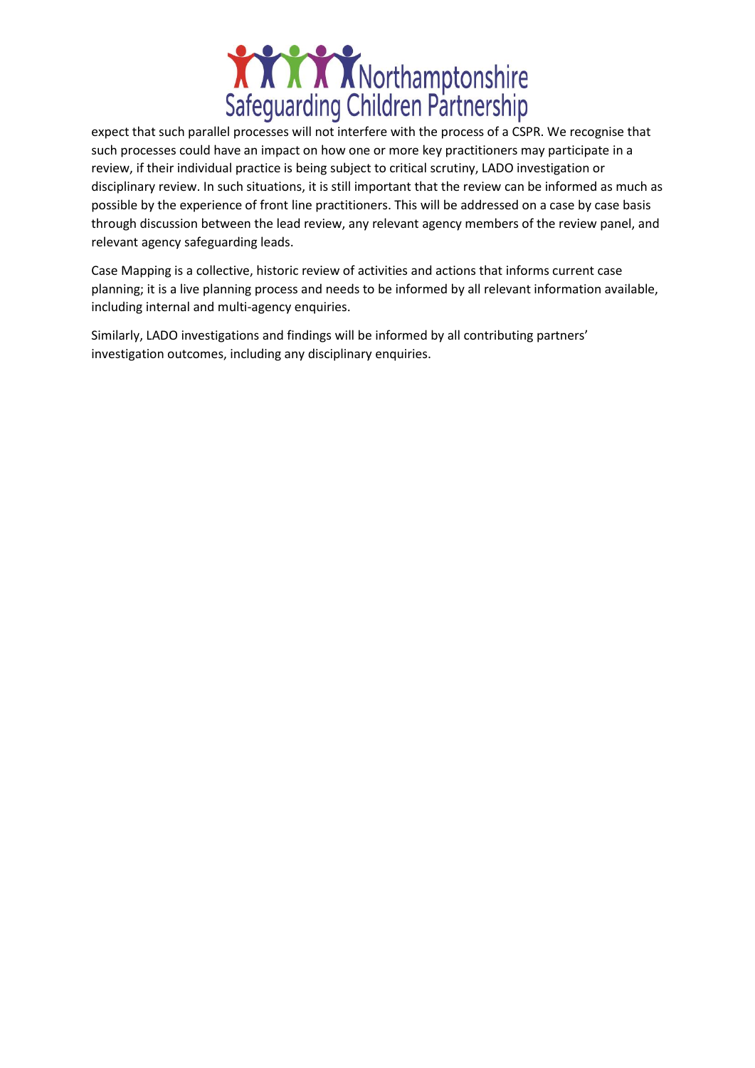expect that such parallel processes will not interfere with the process of a CSPR. We recognise that such processes could have an impact on how one or more key practitioners may participate in a review, if their individual practice is being subject to critical scrutiny, LADO investigation or disciplinary review. In such situations, it is still important that the review can be informed as much as possible by the experience of front line practitioners. This will be addressed on a case by case basis through discussion between the lead review, any relevant agency members of the review panel, and relevant agency safeguarding leads.

Case Mapping is a collective, historic review of activities and actions that informs current case planning; it is a live planning process and needs to be informed by all relevant information available, including internal and multi-agency enquiries.

Similarly, LADO investigations and findings will be informed by all contributing partners' investigation outcomes, including any disciplinary enquiries.